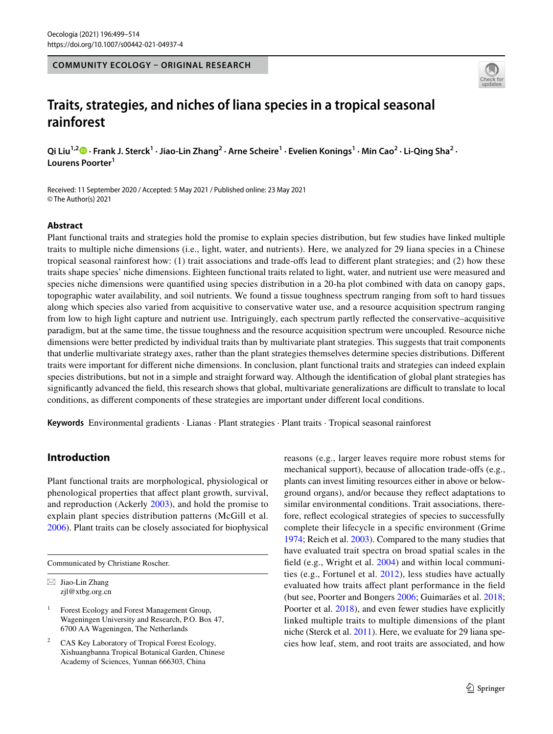COMMUNITY ECOLOGY – ORIGINAL RESEARCH

# Traits, strategies, and niches of liana species in a tropical seasonal rainforest

**Qi Liu[1,2] · Frank J. Sterck[1] · Jiao-Lin Zhang[2] · Arne Scheire[1] · Evelien Konings[1] · Min Cao[2] · Li-Qing Sha[2] · Lourens Poorter[1]**

Received: 11 September 2020 / Accepted: 5 May 2021 / Published online: 23 May 2021
© The Author(s) 2021

## Abstract

Plant functional traits and strategies hold the promise to explain species distribution, but few studies have linked multiple traits to multiple niche dimensions (i.e., light, water, and nutrients). Here, we analyzed for 29 liana species in a Chinese tropical seasonal rainforest how: (1) trait associations and trade-offs lead to different plant strategies; and (2) how these traits shape species' niche dimensions. Eighteen functional traits related to light, water, and nutrient use were measured and species niche dimensions were quantified using species distribution in a 20-ha plot combined with data on canopy gaps, topographic water availability, and soil nutrients. We found a tissue toughness spectrum ranging from soft to hard tissues along which species also varied from acquisitive to conservative water use, and a resource acquisition spectrum ranging from low to high light capture and nutrient use. Intriguingly, each spectrum partly reflected the conservative–acquisitive paradigm, but at the same time, the tissue toughness and the resource acquisition spectrum were uncoupled. Resource niche dimensions were better predicted by individual traits than by multivariate plant strategies. This suggests that trait components that underlie multivariate strategy axes, rather than the plant strategies themselves determine species distributions. Different traits were important for different niche dimensions. In conclusion, plant functional traits and strategies can indeed explain species distributions, but not in a simple and straight forward way. Although the identification of global plant strategies has significantly advanced the field, this research shows that global, multivariate generalizations are difficult to translate to local conditions, as different components of these strategies are important under different local conditions.

**Keywords** Environmental gradients · Lianas · Plant strategies · Plant traits · Tropical seasonal rainforest

## Introduction

Plant functional traits are morphological, physiological or phenological properties that affect plant growth, survival, and reproduction (Ackerly 2003), and hold the promise to explain plant species distribution patterns (McGill et al. 2006). Plant traits can be closely associated for biophysical reasons (e.g., larger leaves require more robust stems for mechanical support), because of allocation trade-offs (e.g., plants can invest limiting resources either in above or below-ground organs), and/or because they reflect adaptations to similar environmental conditions. Trait associations, therefore, reflect ecological strategies of species to successfully complete their lifecycle in a specific environment (Grime 1974; Reich et al. 2003). Compared to the many studies that have evaluated trait spectra on broad spatial scales in the field (e.g., Wright et al. 2004) and within local communities (e.g., Fortunel et al. 2012), less studies have actually evaluated how traits affect plant performance in the field (but see, Poorter and Bongers 2006; Guimarães et al. 2018; Poorter et al. 2018), and even fewer studies have explicitly linked multiple traits to multiple dimensions of the plant niche (Sterck et al. 2011). Here, we evaluate for 29 liana species how leaf, stem, and root traits are associated, and how

---

Communicated by Christiane Roscher.

✉ Jiao-Lin Zhang
zjl@xtbg.org.cn

[1] Forest Ecology and Forest Management Group, Wageningen University and Research, P.O. Box 47, 6700 AA Wageningen, The Netherlands

[2] CAS Key Laboratory of Tropical Forest Ecology, Xishuangbanna Tropical Botanical Garden, Chinese Academy of Sciences, Yunnan 666303, China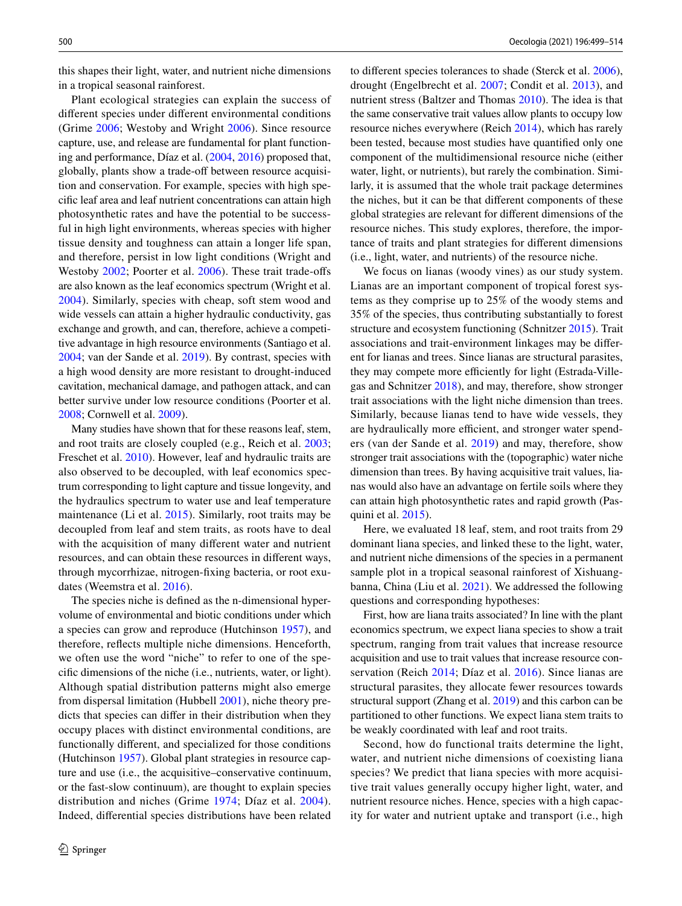this shapes their light, water, and nutrient niche dimensions in a tropical seasonal rainforest.

Plant ecological strategies can explain the success of different species under different environmental conditions (Grime 2006; Westoby and Wright 2006). Since resource capture, use, and release are fundamental for plant functioning and performance, Díaz et al. (2004, 2016) proposed that, globally, plants show a trade-off between resource acquisition and conservation. For example, species with high specific leaf area and leaf nutrient concentrations can attain high photosynthetic rates and have the potential to be successful in high light environments, whereas species with higher tissue density and toughness can attain a longer life span, and therefore, persist in low light conditions (Wright and Westoby 2002; Poorter et al. 2006). These trait trade-offs are also known as the leaf economics spectrum (Wright et al. 2004). Similarly, species with cheap, soft stem wood and wide vessels can attain a higher hydraulic conductivity, gas exchange and growth, and can, therefore, achieve a competitive advantage in high resource environments (Santiago et al. 2004; van der Sande et al. 2019). By contrast, species with a high wood density are more resistant to drought-induced cavitation, mechanical damage, and pathogen attack, and can better survive under low resource conditions (Poorter et al. 2008; Cornwell et al. 2009).

Many studies have shown that for these reasons leaf, stem, and root traits are closely coupled (e.g., Reich et al. 2003; Freschet et al. 2010). However, leaf and hydraulic traits are also observed to be decoupled, with leaf economics spectrum corresponding to light capture and tissue longevity, and the hydraulics spectrum to water use and leaf temperature maintenance (Li et al. 2015). Similarly, root traits may be decoupled from leaf and stem traits, as roots have to deal with the acquisition of many different water and nutrient resources, and can obtain these resources in different ways, through mycorrhizae, nitrogen-fixing bacteria, or root exudates (Weemstra et al. 2016).

The species niche is defined as the n-dimensional hypervolume of environmental and biotic conditions under which a species can grow and reproduce (Hutchinson 1957), and therefore, reflects multiple niche dimensions. Henceforth, we often use the word "niche" to refer to one of the specific dimensions of the niche (i.e., nutrients, water, or light). Although spatial distribution patterns might also emerge from dispersal limitation (Hubbell 2001), niche theory predicts that species can differ in their distribution when they occupy places with distinct environmental conditions, are functionally different, and specialized for those conditions (Hutchinson 1957). Global plant strategies in resource capture and use (i.e., the acquisitive–conservative continuum, or the fast-slow continuum), are thought to explain species distribution and niches (Grime 1974; Díaz et al. 2004). Indeed, differential species distributions have been related to different species tolerances to shade (Sterck et al. 2006), drought (Engelbrecht et al. 2007; Condit et al. 2013), and nutrient stress (Baltzer and Thomas 2010). The idea is that the same conservative trait values allow plants to occupy low resource niches everywhere (Reich 2014), which has rarely been tested, because most studies have quantified only one component of the multidimensional resource niche (either water, light, or nutrients), but rarely the combination. Similarly, it is assumed that the whole trait package determines the niches, but it can be that different components of these global strategies are relevant for different dimensions of the resource niches. This study explores, therefore, the importance of traits and plant strategies for different dimensions (i.e., light, water, and nutrients) of the resource niche.

We focus on lianas (woody vines) as our study system. Lianas are an important component of tropical forest systems as they comprise up to 25% of the woody stems and 35% of the species, thus contributing substantially to forest structure and ecosystem functioning (Schnitzer 2015). Trait associations and trait-environment linkages may be different for lianas and trees. Since lianas are structural parasites, they may compete more efficiently for light (Estrada-Villegas and Schnitzer 2018), and may, therefore, show stronger trait associations with the light niche dimension than trees. Similarly, because lianas tend to have wide vessels, they are hydraulically more efficient, and stronger water spenders (van der Sande et al. 2019) and may, therefore, show stronger trait associations with the (topographic) water niche dimension than trees. By having acquisitive trait values, lianas would also have an advantage on fertile soils where they can attain high photosynthetic rates and rapid growth (Pasquini et al. 2015).

Here, we evaluated 18 leaf, stem, and root traits from 29 dominant liana species, and linked these to the light, water, and nutrient niche dimensions of the species in a permanent sample plot in a tropical seasonal rainforest of Xishuangbanna, China (Liu et al. 2021). We addressed the following questions and corresponding hypotheses:

First, how are liana traits associated? In line with the plant economics spectrum, we expect liana species to show a trait spectrum, ranging from trait values that increase resource acquisition and use to trait values that increase resource conservation (Reich 2014; Díaz et al. 2016). Since lianas are structural parasites, they allocate fewer resources towards structural support (Zhang et al. 2019) and this carbon can be partitioned to other functions. We expect liana stem traits to be weakly coordinated with leaf and root traits.

Second, how do functional traits determine the light, water, and nutrient niche dimensions of coexisting liana species? We predict that liana species with more acquisitive trait values generally occupy higher light, water, and nutrient resource niches. Hence, species with a high capacity for water and nutrient uptake and transport (i.e., high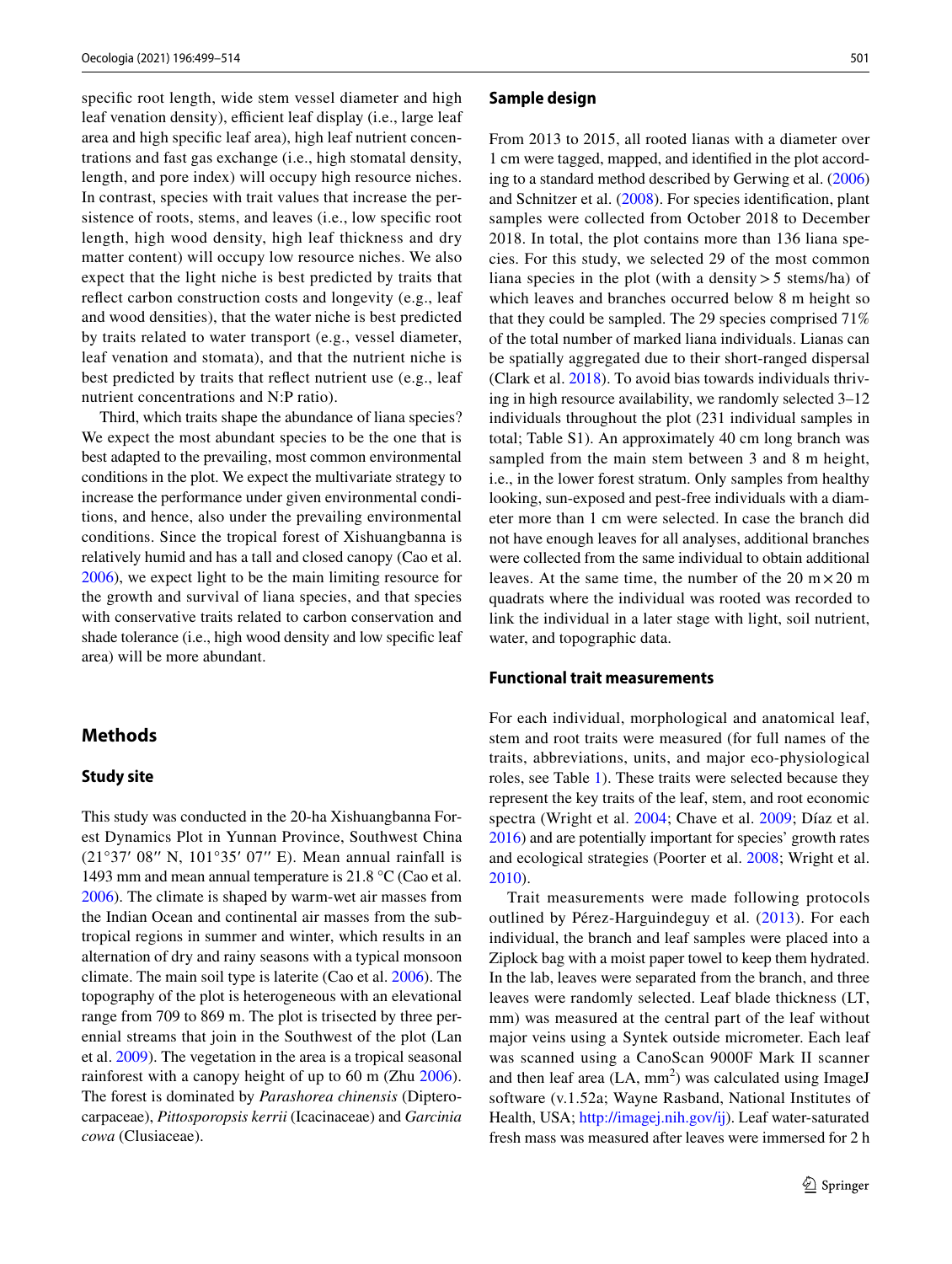specific root length, wide stem vessel diameter and high leaf venation density), efficient leaf display (i.e., large leaf area and high specific leaf area), high leaf nutrient concentrations and fast gas exchange (i.e., high stomatal density, length, and pore index) will occupy high resource niches. In contrast, species with trait values that increase the persistence of roots, stems, and leaves (i.e., low specific root length, high wood density, high leaf thickness and dry matter content) will occupy low resource niches. We also expect that the light niche is best predicted by traits that reflect carbon construction costs and longevity (e.g., leaf and wood densities), that the water niche is best predicted by traits related to water transport (e.g., vessel diameter, leaf venation and stomata), and that the nutrient niche is best predicted by traits that reflect nutrient use (e.g., leaf nutrient concentrations and N:P ratio).

Third, which traits shape the abundance of liana species? We expect the most abundant species to be the one that is best adapted to the prevailing, most common environmental conditions in the plot. We expect the multivariate strategy to increase the performance under given environmental conditions, and hence, also under the prevailing environmental conditions. Since the tropical forest of Xishuangbanna is relatively humid and has a tall and closed canopy (Cao et al. 2006), we expect light to be the main limiting resource for the growth and survival of liana species, and that species with conservative traits related to carbon conservation and shade tolerance (i.e., high wood density and low specific leaf area) will be more abundant.

## Methods

### Study site

This study was conducted in the 20-ha Xishuangbanna Forest Dynamics Plot in Yunnan Province, Southwest China (21°37′ 08″ N, 101°35′ 07″ E). Mean annual rainfall is 1493 mm and mean annual temperature is 21.8 °C (Cao et al. 2006). The climate is shaped by warm-wet air masses from the Indian Ocean and continental air masses from the subtropical regions in summer and winter, which results in an alternation of dry and rainy seasons with a typical monsoon climate. The main soil type is laterite (Cao et al. 2006). The topography of the plot is heterogeneous with an elevational range from 709 to 869 m. The plot is trisected by three perennial streams that join in the Southwest of the plot (Lan et al. 2009). The vegetation in the area is a tropical seasonal rainforest with a canopy height of up to 60 m (Zhu 2006). The forest is dominated by *Parashorea chinensis* (Dipterocarpaceae), *Pittosporopsis kerrii* (Icacinaceae) and *Garcinia cowa* (Clusiaceae).

### Sample design

From 2013 to 2015, all rooted lianas with a diameter over 1 cm were tagged, mapped, and identified in the plot according to a standard method described by Gerwing et al. (2006) and Schnitzer et al. (2008). For species identification, plant samples were collected from October 2018 to December 2018. In total, the plot contains more than 136 liana species. For this study, we selected 29 of the most common liana species in the plot (with a density > 5 stems/ha) of which leaves and branches occurred below 8 m height so that they could be sampled. The 29 species comprised 71% of the total number of marked liana individuals. Lianas can be spatially aggregated due to their short-ranged dispersal (Clark et al. 2018). To avoid bias towards individuals thriving in high resource availability, we randomly selected 3–12 individuals throughout the plot (231 individual samples in total; Table S1). An approximately 40 cm long branch was sampled from the main stem between 3 and 8 m height, i.e., in the lower forest stratum. Only samples from healthy looking, sun-exposed and pest-free individuals with a diameter more than 1 cm were selected. In case the branch did not have enough leaves for all analyses, additional branches were collected from the same individual to obtain additional leaves. At the same time, the number of the 20 m × 20 m quadrats where the individual was rooted was recorded to link the individual in a later stage with light, soil nutrient, water, and topographic data.

### Functional trait measurements

For each individual, morphological and anatomical leaf, stem and root traits were measured (for full names of the traits, abbreviations, units, and major eco-physiological roles, see Table 1). These traits were selected because they represent the key traits of the leaf, stem, and root economic spectra (Wright et al. 2004; Chave et al. 2009; Díaz et al. 2016) and are potentially important for species' growth rates and ecological strategies (Poorter et al. 2008; Wright et al. 2010).

Trait measurements were made following protocols outlined by Pérez-Harguindeguy et al. (2013). For each individual, the branch and leaf samples were placed into a Ziplock bag with a moist paper towel to keep them hydrated. In the lab, leaves were separated from the branch, and three leaves were randomly selected. Leaf blade thickness (LT, mm) was measured at the central part of the leaf without major veins using a Syntek outside micrometer. Each leaf was scanned using a CanoScan 9000F Mark II scanner and then leaf area (LA, $mm^2$) was calculated using ImageJ software (v.1.52a; Wayne Rasband, National Institutes of Health, USA; http://imagej.nih.gov/ij). Leaf water-saturated fresh mass was measured after leaves were immersed for 2 h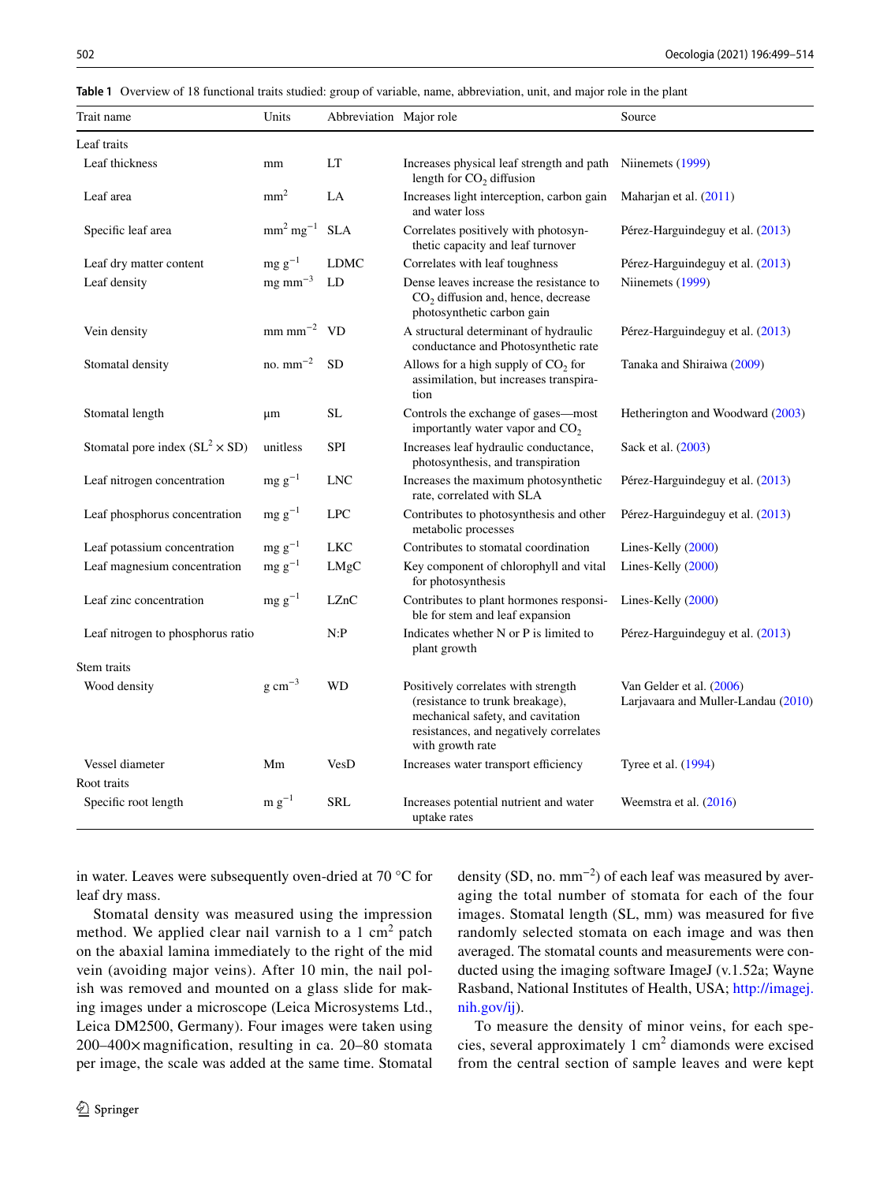**Table 1** Overview of 18 functional traits studied: group of variable, name, abbreviation, unit, and major role in the plant

| Trait name | Units | Abbreviation | Major role | Source |
|---|---|---|---|---|
| Leaf traits | | | | |
| Leaf thickness | mm | LT | Increases physical leaf strength and path length for $CO_2$ diffusion | Niinemets (1999) |
| Leaf area | $mm^2$ | LA | Increases light interception, carbon gain and water loss | Maharjan et al. (2011) |
| Specific leaf area | $mm^2$ $mg^{-1}$ | SLA | Correlates positively with photosynthetic capacity and leaf turnover | Pérez-Harguindeguy et al. (2013) |
| Leaf dry matter content | mg $g^{-1}$ | LDMC | Correlates with leaf toughness | Pérez-Harguindeguy et al. (2013) |
| Leaf density | mg $mm^{-3}$ | LD | Dense leaves increase the resistance to $CO_2$ diffusion and, hence, decrease photosynthetic carbon gain | Niinemets (1999) |
| Vein density | mm $mm^{-2}$ | VD | A structural determinant of hydraulic conductance and Photosynthetic rate | Pérez-Harguindeguy et al. (2013) |
| Stomatal density | no. $mm^{-2}$ | SD | Allows for a high supply of $CO_2$ for assimilation, but increases transpiration | Tanaka and Shiraiwa (2009) |
| Stomatal length | µm | SL | Controls the exchange of gases—most importantly water vapor and $CO_2$ | Hetherington and Woodward (2003) |
| Stomatal pore index ($SL^2 \times SD$) | unitless | SPI | Increases leaf hydraulic conductance, photosynthesis, and transpiration | Sack et al. (2003) |
| Leaf nitrogen concentration | mg $g^{-1}$ | LNC | Increases the maximum photosynthetic rate, correlated with SLA | Pérez-Harguindeguy et al. (2013) |
| Leaf phosphorus concentration | mg $g^{-1}$ | LPC | Contributes to photosynthesis and other metabolic processes | Pérez-Harguindeguy et al. (2013) |
| Leaf potassium concentration | mg $g^{-1}$ | LKC | Contributes to stomatal coordination | Lines-Kelly (2000) |
| Leaf magnesium concentration | mg $g^{-1}$ | LMgC | Key component of chlorophyll and vital for photosynthesis | Lines-Kelly (2000) |
| Leaf zinc concentration | mg $g^{-1}$ | LZnC | Contributes to plant hormones responsible for stem and leaf expansion | Lines-Kelly (2000) |
| Leaf nitrogen to phosphorus ratio | | N:P | Indicates whether N or P is limited to plant growth | Pérez-Harguindeguy et al. (2013) |
| Stem traits | | | | |
| Wood density | g $cm^{-3}$ | WD | Positively correlates with strength (resistance to trunk breakage), mechanical safety, and cavitation resistances, and negatively correlates with growth rate | Van Gelder et al. (2006) Larjavaara and Muller-Landau (2010) |
| Vessel diameter | Mm | VesD | Increases water transport efficiency | Tyree et al. (1994) |
| Root traits | | | | |
| Specific root length | m $g^{-1}$ | SRL | Increases potential nutrient and water uptake rates | Weemstra et al. (2016) |

in water. Leaves were subsequently oven-dried at 70 °C for leaf dry mass.

Stomatal density was measured using the impression method. We applied clear nail varnish to a 1 $cm^2$ patch on the abaxial lamina immediately to the right of the mid vein (avoiding major veins). After 10 min, the nail polish was removed and mounted on a glass slide for making images under a microscope (Leica Microsystems Ltd., Leica DM2500, Germany). Four images were taken using 200–400× magnification, resulting in ca. 20–80 stomata per image, the scale was added at the same time. Stomatal density (SD, no. $mm^{-2}$) of each leaf was measured by averaging the total number of stomata for each of the four images. Stomatal length (SL, mm) was measured for five randomly selected stomata on each image and was then averaged. The stomatal counts and measurements were conducted using the imaging software ImageJ (v.1.52a; Wayne Rasband, National Institutes of Health, USA; http://imagej.nih.gov/ij).

To measure the density of minor veins, for each species, several approximately 1 $cm^2$ diamonds were excised from the central section of sample leaves and were kept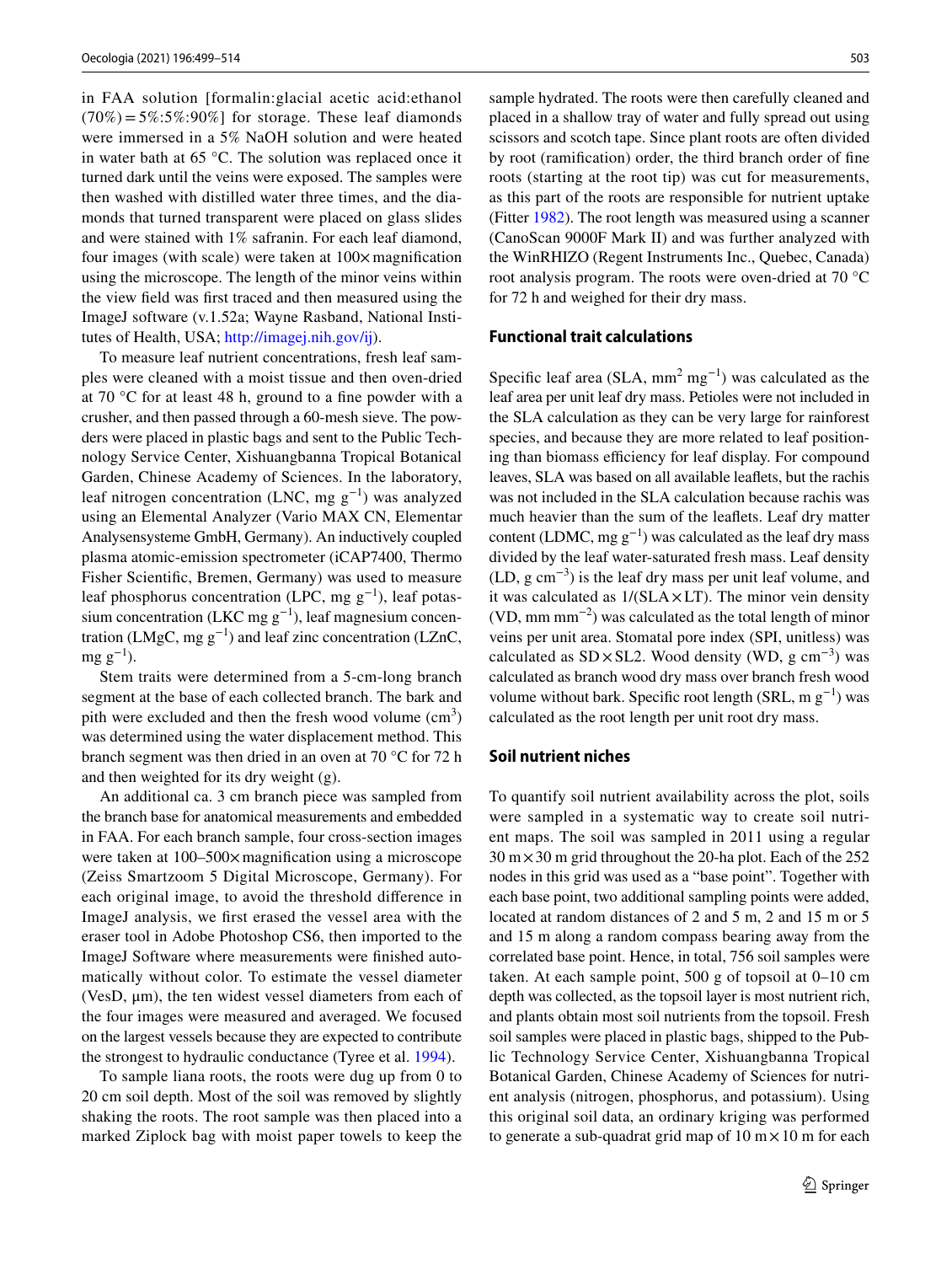in FAA solution [formalin:glacial acetic acid:ethanol (70%) = 5%:5%:90%] for storage. These leaf diamonds were immersed in a 5% NaOH solution and were heated in water bath at 65 °C. The solution was replaced once it turned dark until the veins were exposed. The samples were then washed with distilled water three times, and the diamonds that turned transparent were placed on glass slides and were stained with 1% safranin. For each leaf diamond, four images (with scale) were taken at 100× magnification using the microscope. The length of the minor veins within the view field was first traced and then measured using the ImageJ software (v.1.52a; Wayne Rasband, National Institutes of Health, USA; http://imagej.nih.gov/ij).

To measure leaf nutrient concentrations, fresh leaf samples were cleaned with a moist tissue and then oven-dried at 70 °C for at least 48 h, ground to a fine powder with a crusher, and then passed through a 60-mesh sieve. The powders were placed in plastic bags and sent to the Public Technology Service Center, Xishuangbanna Tropical Botanical Garden, Chinese Academy of Sciences. In the laboratory, leaf nitrogen concentration (LNC, mg $g^{-1}$) was analyzed using an Elemental Analyzer (Vario MAX CN, Elementar Analysensysteme GmbH, Germany). An inductively coupled plasma atomic-emission spectrometer (iCAP7400, Thermo Fisher Scientific, Bremen, Germany) was used to measure leaf phosphorus concentration (LPC, mg $g^{-1}$), leaf potassium concentration (LKC mg $g^{-1}$), leaf magnesium concentration (LMgC, mg $g^{-1}$) and leaf zinc concentration (LZnC, mg $g^{-1}$).

Stem traits were determined from a 5-cm-long branch segment at the base of each collected branch. The bark and pith were excluded and then the fresh wood volume ($cm^3$) was determined using the water displacement method. This branch segment was then dried in an oven at 70 °C for 72 h and then weighted for its dry weight (g).

An additional ca. 3 cm branch piece was sampled from the branch base for anatomical measurements and embedded in FAA. For each branch sample, four cross-section images were taken at 100–500× magnification using a microscope (Zeiss Smartzoom 5 Digital Microscope, Germany). For each original image, to avoid the threshold difference in ImageJ analysis, we first erased the vessel area with the eraser tool in Adobe Photoshop CS6, then imported to the ImageJ Software where measurements were finished automatically without color. To estimate the vessel diameter (VesD, μm), the ten widest vessel diameters from each of the four images were measured and averaged. We focused on the largest vessels because they are expected to contribute the strongest to hydraulic conductance (Tyree et al. 1994).

To sample liana roots, the roots were dug up from 0 to 20 cm soil depth. Most of the soil was removed by slightly shaking the roots. The root sample was then placed into a marked Ziplock bag with moist paper towels to keep the sample hydrated. The roots were then carefully cleaned and placed in a shallow tray of water and fully spread out using scissors and scotch tape. Since plant roots are often divided by root (ramification) order, the third branch order of fine roots (starting at the root tip) was cut for measurements, as this part of the roots are responsible for nutrient uptake (Fitter 1982). The root length was measured using a scanner (CanoScan 9000F Mark II) and was further analyzed with the WinRHIZO (Regent Instruments Inc., Quebec, Canada) root analysis program. The roots were oven-dried at 70 °C for 72 h and weighed for their dry mass.

## Functional trait calculations

Specific leaf area (SLA, $mm^2$ $mg^{-1}$) was calculated as the leaf area per unit leaf dry mass. Petioles were not included in the SLA calculation as they can be very large for rainforest species, and because they are more related to leaf positioning than biomass efficiency for leaf display. For compound leaves, SLA was based on all available leaflets, but the rachis was not included in the SLA calculation because rachis was much heavier than the sum of the leaflets. Leaf dry matter content (LDMC, mg $g^{-1}$) was calculated as the leaf dry mass divided by the leaf water-saturated fresh mass. Leaf density (LD, g $cm^{-3}$) is the leaf dry mass per unit leaf volume, and it was calculated as 1/(SLA × LT). The minor vein density (VD, mm $mm^{-2}$) was calculated as the total length of minor veins per unit area. Stomatal pore index (SPI, unitless) was calculated as SD × SL2. Wood density (WD, g $cm^{-3}$) was calculated as branch wood dry mass over branch fresh wood volume without bark. Specific root length (SRL, m $g^{-1}$) was calculated as the root length per unit root dry mass.

## Soil nutrient niches

To quantify soil nutrient availability across the plot, soils were sampled in a systematic way to create soil nutrient maps. The soil was sampled in 2011 using a regular 30 m × 30 m grid throughout the 20-ha plot. Each of the 252 nodes in this grid was used as a "base point". Together with each base point, two additional sampling points were added, located at random distances of 2 and 5 m, 2 and 15 m or 5 and 15 m along a random compass bearing away from the correlated base point. Hence, in total, 756 soil samples were taken. At each sample point, 500 g of topsoil at 0–10 cm depth was collected, as the topsoil layer is most nutrient rich, and plants obtain most soil nutrients from the topsoil. Fresh soil samples were placed in plastic bags, shipped to the Public Technology Service Center, Xishuangbanna Tropical Botanical Garden, Chinese Academy of Sciences for nutrient analysis (nitrogen, phosphorus, and potassium). Using this original soil data, an ordinary kriging was performed to generate a sub-quadrat grid map of 10 m × 10 m for each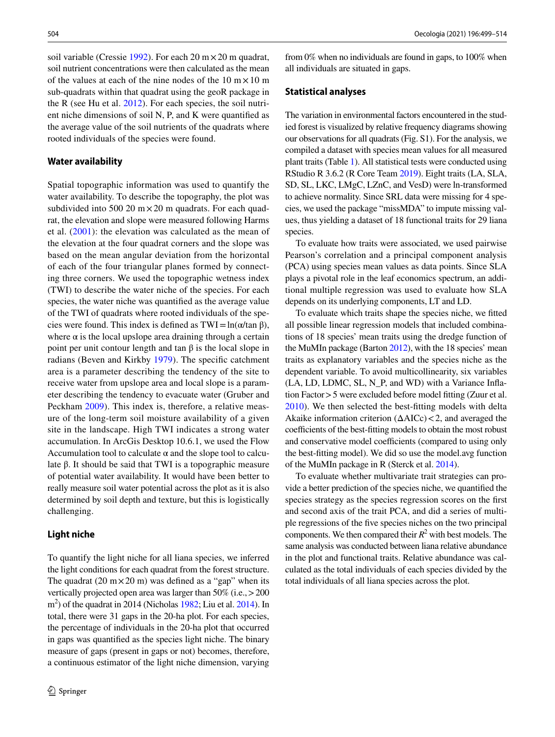soil variable (Cressie 1992). For each 20 m × 20 m quadrat, soil nutrient concentrations were then calculated as the mean of the values at each of the nine nodes of the 10 m × 10 m sub-quadrats within that quadrat using the geoR package in the R (see Hu et al. 2012). For each species, the soil nutrient niche dimensions of soil N, P, and K were quantified as the average value of the soil nutrients of the quadrats where rooted individuals of the species were found.

### Water availability

Spatial topographic information was used to quantify the water availability. To describe the topography, the plot was subdivided into 500 20 m × 20 m quadrats. For each quadrat, the elevation and slope were measured following Harms et al. (2001): the elevation was calculated as the mean of the elevation at the four quadrat corners and the slope was based on the mean angular deviation from the horizontal of each of the four triangular planes formed by connecting three corners. We used the topographic wetness index (TWI) to describe the water niche of the species. For each species, the water niche was quantified as the average value of the TWI of quadrats where rooted individuals of the species were found. This index is defined as $\mathrm{TWI} = \ln(\alpha/\tan\beta)$, where $\alpha$ is the local upslope area draining through a certain point per unit contour length and $\tan\beta$ is the local slope in radians (Beven and Kirkby 1979). The specific catchment area is a parameter describing the tendency of the site to receive water from upslope area and local slope is a parameter describing the tendency to evacuate water (Gruber and Peckham 2009). This index is, therefore, a relative measure of the long-term soil moisture availability of a given site in the landscape. High TWI indicates a strong water accumulation. In ArcGis Desktop 10.6.1, we used the Flow Accumulation tool to calculate $\alpha$ and the slope tool to calculate $\beta$. It should be said that TWI is a topographic measure of potential water availability. It would have been better to really measure soil water potential across the plot as it is also determined by soil depth and texture, but this is logistically challenging.

### Light niche

To quantify the light niche for all liana species, we inferred the light conditions for each quadrat from the forest structure. The quadrat (20 m × 20 m) was defined as a "gap" when its vertically projected open area was larger than 50% (i.e., > 200 $m^2$) of the quadrat in 2014 (Nicholas 1982; Liu et al. 2014). In total, there were 31 gaps in the 20-ha plot. For each species, the percentage of individuals in the 20-ha plot that occurred in gaps was quantified as the species light niche. The binary measure of gaps (present in gaps or not) becomes, therefore, a continuous estimator of the light niche dimension, varying from 0% when no individuals are found in gaps, to 100% when all individuals are situated in gaps.

### Statistical analyses

The variation in environmental factors encountered in the studied forest is visualized by relative frequency diagrams showing our observations for all quadrats (Fig. S1). For the analysis, we compiled a dataset with species mean values for all measured plant traits (Table 1). All statistical tests were conducted using RStudio R 3.6.2 (R Core Team 2019). Eight traits (LA, SLA, SD, SL, LKC, LMgC, LZnC, and VesD) were ln-transformed to achieve normality. Since SRL data were missing for 4 species, we used the package "missMDA" to impute missing values, thus yielding a dataset of 18 functional traits for 29 liana species.

To evaluate how traits were associated, we used pairwise Pearson's correlation and a principal component analysis (PCA) using species mean values as data points. Since SLA plays a pivotal role in the leaf economics spectrum, an additional multiple regression was used to evaluate how SLA depends on its underlying components, LT and LD.

To evaluate which traits shape the species niche, we fitted all possible linear regression models that included combinations of 18 species' mean traits using the dredge function of the MuMIn package (Barton 2012), with the 18 species' mean traits as explanatory variables and the species niche as the dependent variable. To avoid multicollinearity, six variables (LA, LD, LDMC, SL, N_P, and WD) with a Variance Inflation Factor > 5 were excluded before model fitting (Zuur et al. 2010). We then selected the best-fitting models with delta Akaike information criterion ($\Delta$AICc) < 2, and averaged the coefficients of the best-fitting models to obtain the most robust and conservative model coefficients (compared to using only the best-fitting model). We did so use the model.avg function of the MuMIn package in R (Sterck et al. 2014).

To evaluate whether multivariate trait strategies can provide a better prediction of the species niche, we quantified the species strategy as the species regression scores on the first and second axis of the trait PCA, and did a series of multiple regressions of the five species niches on the two principal components. We then compared their $R^2$ with best models. The same analysis was conducted between liana relative abundance in the plot and functional traits. Relative abundance was calculated as the total individuals of each species divided by the total individuals of all liana species across the plot.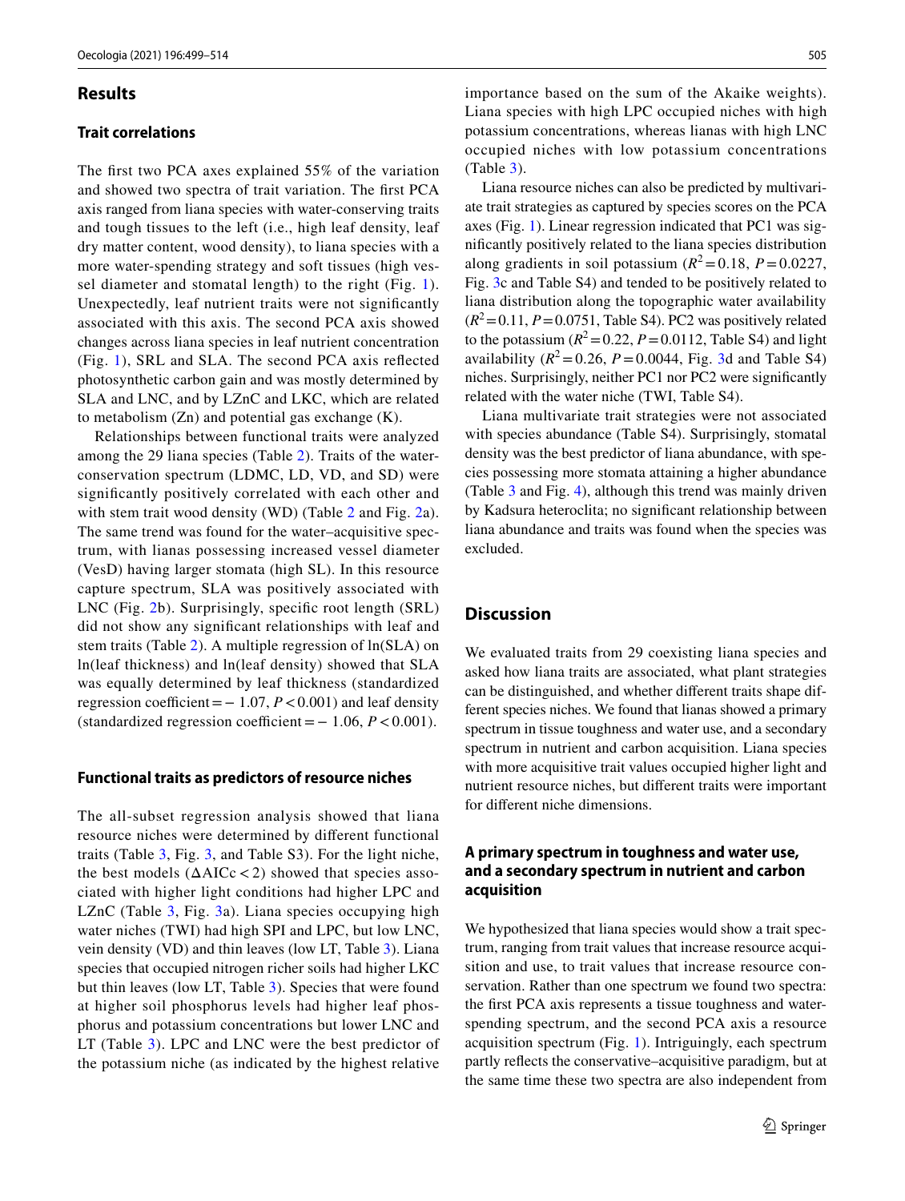## Results

### Trait correlations

The first two PCA axes explained 55% of the variation and showed two spectra of trait variation. The first PCA axis ranged from liana species with water-conserving traits and tough tissues to the left (i.e., high leaf density, leaf dry matter content, wood density), to liana species with a more water-spending strategy and soft tissues (high vessel diameter and stomatal length) to the right (Fig. 1). Unexpectedly, leaf nutrient traits were not significantly associated with this axis. The second PCA axis showed changes across liana species in leaf nutrient concentration (Fig. 1), SRL and SLA. The second PCA axis reflected photosynthetic carbon gain and was mostly determined by SLA and LNC, and by LZnC and LKC, which are related to metabolism (Zn) and potential gas exchange (K).

Relationships between functional traits were analyzed among the 29 liana species (Table 2). Traits of the water-conservation spectrum (LDMC, LD, VD, and SD) were significantly positively correlated with each other and with stem trait wood density (WD) (Table 2 and Fig. 2a). The same trend was found for the water–acquisitive spectrum, with lianas possessing increased vessel diameter (VesD) having larger stomata (high SL). In this resource capture spectrum, SLA was positively associated with LNC (Fig. 2b). Surprisingly, specific root length (SRL) did not show any significant relationships with leaf and stem traits (Table 2). A multiple regression of ln(SLA) on ln(leaf thickness) and ln(leaf density) showed that SLA was equally determined by leaf thickness (standardized regression coefficient = − 1.07, $P < 0.001$) and leaf density (standardized regression coefficient = − 1.06, $P < 0.001$).

### Functional traits as predictors of resource niches

The all-subset regression analysis showed that liana resource niches were determined by different functional traits (Table 3, Fig. 3, and Table S3). For the light niche, the best models ($\Delta$AICc < 2) showed that species associated with higher light conditions had higher LPC and LZnC (Table 3, Fig. 3a). Liana species occupying high water niches (TWI) had high SPI and LPC, but low LNC, vein density (VD) and thin leaves (low LT, Table 3). Liana species that occupied nitrogen richer soils had higher LKC but thin leaves (low LT, Table 3). Species that were found at higher soil phosphorus levels had higher leaf phosphorus and potassium concentrations but lower LNC and LT (Table 3). LPC and LNC were the best predictor of the potassium niche (as indicated by the highest relative importance based on the sum of the Akaike weights). Liana species with high LPC occupied niches with high potassium concentrations, whereas lianas with high LNC occupied niches with low potassium concentrations (Table 3).

Liana resource niches can also be predicted by multivariate trait strategies as captured by species scores on the PCA axes (Fig. 1). Linear regression indicated that PC1 was significantly positively related to the liana species distribution along gradients in soil potassium ($R^2 = 0.18$, $P = 0.0227$, Fig. 3c and Table S4) and tended to be positively related to liana distribution along the topographic water availability ($R^2 = 0.11$, $P = 0.0751$, Table S4). PC2 was positively related to the potassium ($R^2 = 0.22$, $P = 0.0112$, Table S4) and light availability ($R^2 = 0.26$, $P = 0.0044$, Fig. 3d and Table S4) niches. Surprisingly, neither PC1 nor PC2 were significantly related with the water niche (TWI, Table S4).

Liana multivariate trait strategies were not associated with species abundance (Table S4). Surprisingly, stomatal density was the best predictor of liana abundance, with species possessing more stomata attaining a higher abundance (Table 3 and Fig. 4), although this trend was mainly driven by Kadsura heteroclita; no significant relationship between liana abundance and traits was found when the species was excluded.

## Discussion

We evaluated traits from 29 coexisting liana species and asked how liana traits are associated, what plant strategies can be distinguished, and whether different traits shape different species niches. We found that lianas showed a primary spectrum in tissue toughness and water use, and a secondary spectrum in nutrient and carbon acquisition. Liana species with more acquisitive trait values occupied higher light and nutrient resource niches, but different traits were important for different niche dimensions.

### A primary spectrum in toughness and water use, and a secondary spectrum in nutrient and carbon acquisition

We hypothesized that liana species would show a trait spectrum, ranging from trait values that increase resource acquisition and use, to trait values that increase resource conservation. Rather than one spectrum we found two spectra: the first PCA axis represents a tissue toughness and water-spending spectrum, and the second PCA axis a resource acquisition spectrum (Fig. 1). Intriguingly, each spectrum partly reflects the conservative–acquisitive paradigm, but at the same time these two spectra are also independent from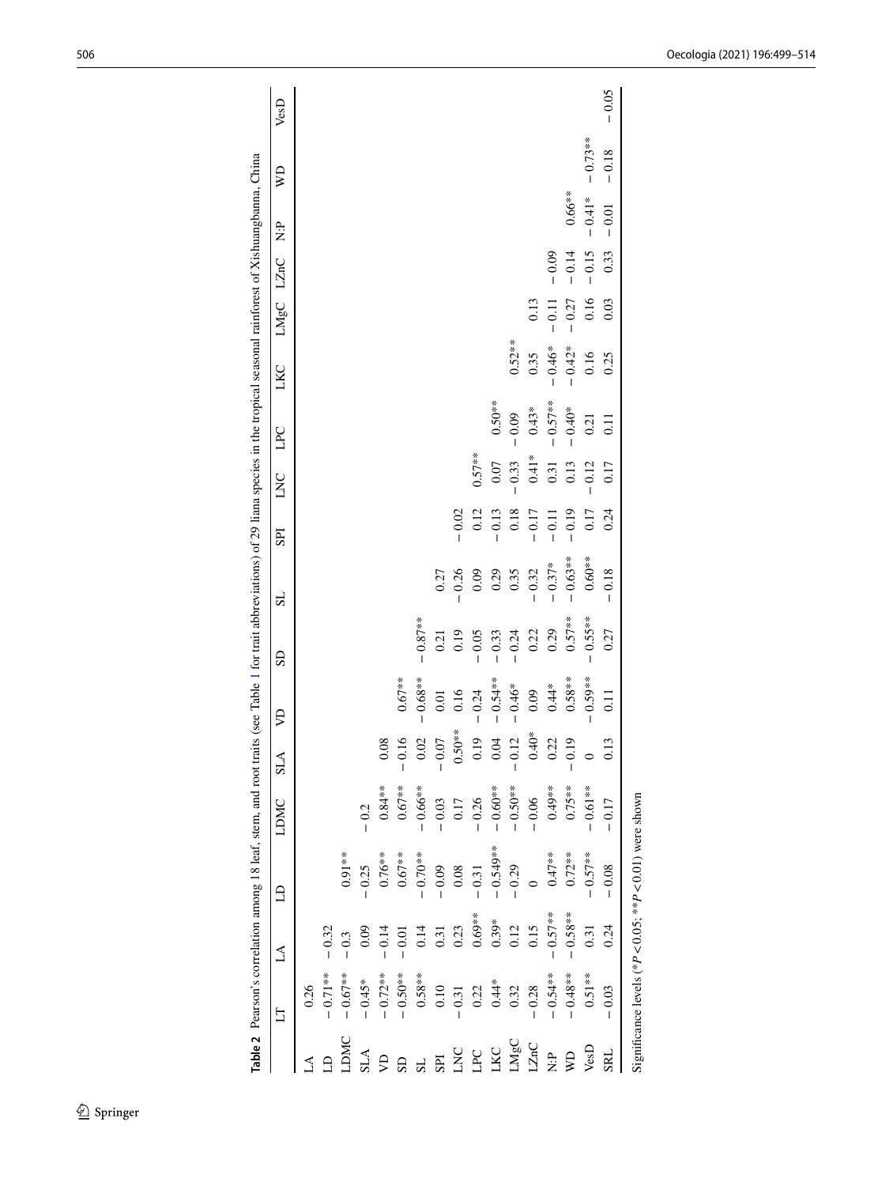**Table 2** Pearson's correlation among 18 leaf, stem, and root traits (see Table 1 for trait abbreviations) of 29 liana species in the tropical seasonal rainforest of Xishuangbanna, China

| | LT | LA | LD | LDMC | SLA | VD | SD | SL | SPI | LNC | LPC | LKC | LMgC | LZnC | N:P | WD | VesD |
|---|---|---|---|---|---|---|---|---|---|---|---|---|---|---|---|---|---|
| LA | 0.26 | | | | | | | | | | | | | | | | |
| LD | − 0.71** | − 0.32 | | | | | | | | | | | | | | | |
| LDMC | − 0.67** | − 0.3 | 0.91** | | | | | | | | | | | | | | |
| SLA | − 0.45* | 0.09 | − 0.25 | − 0.2 | | | | | | | | | | | | | |
| VD | − 0.72** | − 0.14 | 0.76** | 0.84** | 0.08 | | | | | | | | | | | | |
| SD | − 0.50** | − 0.01 | 0.67** | 0.67** | − 0.16 | 0.67** | | | | | | | | | | | |
| SL | 0.58** | 0.14 | − 0.70** | − 0.66** | 0.02 | − 0.68** | − 0.87** | | | | | | | | | | |
| SPI | 0.10 | 0.31 | − 0.09 | − 0.03 | − 0.07 | 0.01 | 0.21 | 0.27 | | | | | | | | | |
| LNC | − 0.31 | 0.23 | 0.08 | 0.17 | 0.50** | 0.16 | 0.19 | − 0.26 | − 0.02 | | | | | | | | |
| LPC | 0.22 | 0.69** | − 0.31 | − 0.26 | 0.19 | − 0.24 | − 0.05 | 0.09 | 0.12 | 0.57** | | | | | | | |
| LKC | 0.44* | 0.39* | − 0.549** | − 0.60** | 0.04 | − 0.54** | − 0.33 | 0.29 | − 0.13 | 0.07 | 0.50** | | | | | | |
| LMgC | 0.32 | 0.12 | − 0.29 | − 0.50** | − 0.12 | − 0.46* | − 0.24 | 0.35 | 0.18 | − 0.33 | − 0.09 | 0.52** | | | | | |
| LZnC | − 0.28 | 0.15 | 0 | − 0.06 | 0.40* | 0.09 | 0.22 | − 0.32 | − 0.17 | 0.41* | 0.43* | 0.35 | 0.13 | | | | |
| N:P | − 0.54** | − 0.57** | 0.47** | 0.49** | 0.22 | 0.44* | 0.29 | − 0.37* | − 0.11 | 0.31 | − 0.57** | − 0.46* | − 0.11 | − 0.09 | | | |
| WD | − 0.48** | − 0.58** | 0.72** | 0.75** | − 0.19 | 0.58** | 0.57** | − 0.63** | − 0.19 | 0.13 | − 0.40* | − 0.42* | − 0.27 | − 0.14 | 0.66** | | |
| VesD | 0.51** | 0.31 | − 0.57** | − 0.61** | 0 | − 0.59** | − 0.55** | 0.60** | 0.17 | − 0.12 | 0.21 | 0.16 | 0.16 | − 0.15 | − 0.41* | − 0.73** | |
| SRL | − 0.03 | 0.24 | − 0.08 | − 0.17 | 0.13 | 0.11 | 0.27 | − 0.18 | 0.24 | 0.17 | 0.11 | 0.25 | 0.03 | 0.33 | − 0.01 | − 0.18 | − 0.05 |

Significance levels (*$P < 0.05$; **$P < 0.01$) were shown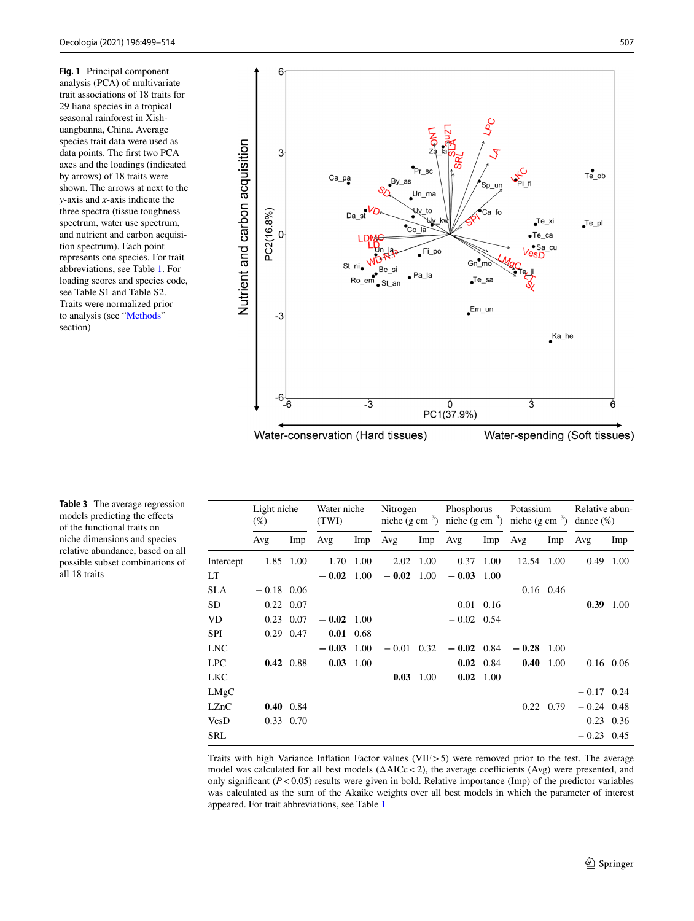**Fig. 1** Principal component analysis (PCA) of multivariate trait associations of 18 traits for 29 liana species in a tropical seasonal rainforest in Xishuangbanna, China. Average species trait data were used as data points. The first two PCA axes and the loadings (indicated by arrows) of 18 traits were shown. The arrows at next to the *y*-axis and *x*-axis indicate the three spectra (tissue toughness spectrum, water use spectrum, and nutrient and carbon acquisition spectrum). Each point represents one species. For trait abbreviations, see Table 1. For loading scores and species code, see Table S1 and Table S2. Traits were normalized prior to analysis (see "Methods" section)

**Table 3** The average regression models predicting the effects of the functional traits on niche dimensions and species relative abundance, based on all possible subset combinations of all 18 traits

| | Light niche (%) | | Water niche (TWI) | | Nitrogen niche (g $cm^{-3}$) | | Phosphorus niche (g $cm^{-3}$) | | Potassium niche (g $cm^{-3}$) | | Relative abundance (%) | |
|---|---|---|---|---|---|---|---|---|---|---|---|---|
| | Avg | Imp | Avg | Imp | Avg | Imp | Avg | Imp | Avg | Imp | Avg | Imp |
| Intercept | 1.85 | 1.00 | 1.70 | 1.00 | 2.02 | 1.00 | 0.37 | 1.00 | 12.54 | 1.00 | 0.49 | 1.00 |
| LT | | | **− 0.02** | 1.00 | **− 0.02** | 1.00 | **− 0.03** | 1.00 | | | | |
| SLA | − 0.18 | 0.06 | | | | | | | 0.16 | 0.46 | | |
| SD | 0.22 | 0.07 | | | | | 0.01 | 0.16 | | | **0.39** | 1.00 |
| VD | 0.23 | 0.07 | **− 0.02** | 1.00 | | | − 0.02 | 0.54 | | | | |
| SPI | 0.29 | 0.47 | **0.01** | 0.68 | | | | | | | | |
| LNC | | | **− 0.03** | 1.00 | − 0.01 | 0.32 | **− 0.02** | 0.84 | **− 0.28** | 1.00 | | |
| LPC | **0.42** | 0.88 | **0.03** | 1.00 | | | **0.02** | 0.84 | **0.40** | 1.00 | 0.16 | 0.06 |
| LKC | | | | | **0.03** | 1.00 | **0.02** | 1.00 | | | | |
| LMgC | | | | | | | | | | | − 0.17 | 0.24 |
| LZnC | **0.40** | 0.84 | | | | | | | 0.22 | 0.79 | − 0.24 | 0.48 |
| VesD | 0.33 | 0.70 | | | | | | | | | 0.23 | 0.36 |
| SRL | | | | | | | | | | | − 0.23 | 0.45 |

Traits with high Variance Inflation Factor values (VIF > 5) were removed prior to the test. The average model was calculated for all best models (ΔAICc < 2), the average coefficients (Avg) were presented, and only significant ($P < 0.05$) results were given in bold. Relative importance (Imp) of the predictor variables was calculated as the sum of the Akaike weights over all best models in which the parameter of interest appeared. For trait abbreviations, see Table 1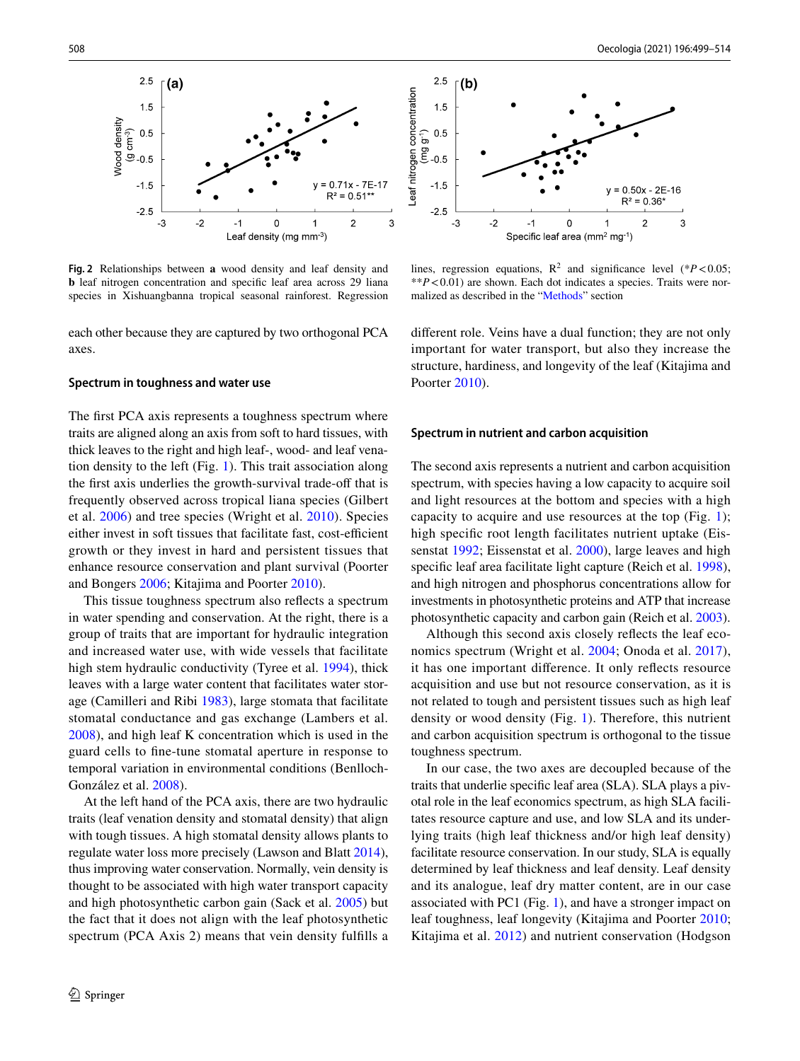**Fig. 2** Relationships between **a** wood density and leaf density and **b** leaf nitrogen concentration and specific leaf area across 29 liana species in Xishuangbanna tropical seasonal rainforest. Regression lines, regression equations, $R^2$ and significance level (*$P<0.05$; **$P<0.01$) are shown. Each dot indicates a species. Traits were normalized as described in the "Methods" section

each other because they are captured by two orthogonal PCA axes.

### Spectrum in toughness and water use

The first PCA axis represents a toughness spectrum where traits are aligned along an axis from soft to hard tissues, with thick leaves to the right and high leaf-, wood- and leaf venation density to the left (Fig. 1). This trait association along the first axis underlies the growth-survival trade-off that is frequently observed across tropical liana species (Gilbert et al. 2006) and tree species (Wright et al. 2010). Species either invest in soft tissues that facilitate fast, cost-efficient growth or they invest in hard and persistent tissues that enhance resource conservation and plant survival (Poorter and Bongers 2006; Kitajima and Poorter 2010).

This tissue toughness spectrum also reflects a spectrum in water spending and conservation. At the right, there is a group of traits that are important for hydraulic integration and increased water use, with wide vessels that facilitate high stem hydraulic conductivity (Tyree et al. 1994), thick leaves with a large water content that facilitates water storage (Camilleri and Ribi 1983), large stomata that facilitate stomatal conductance and gas exchange (Lambers et al. 2008), and high leaf K concentration which is used in the guard cells to fine-tune stomatal aperture in response to temporal variation in environmental conditions (Benlloch-González et al. 2008).

At the left hand of the PCA axis, there are two hydraulic traits (leaf venation density and stomatal density) that align with tough tissues. A high stomatal density allows plants to regulate water loss more precisely (Lawson and Blatt 2014), thus improving water conservation. Normally, vein density is thought to be associated with high water transport capacity and high photosynthetic carbon gain (Sack et al. 2005) but the fact that it does not align with the leaf photosynthetic spectrum (PCA Axis 2) means that vein density fulfills a different role. Veins have a dual function; they are not only important for water transport, but also they increase the structure, hardiness, and longevity of the leaf (Kitajima and Poorter 2010).

### Spectrum in nutrient and carbon acquisition

The second axis represents a nutrient and carbon acquisition spectrum, with species having a low capacity to acquire soil and light resources at the bottom and species with a high capacity to acquire and use resources at the top (Fig. 1); high specific root length facilitates nutrient uptake (Eissenstat 1992; Eissenstat et al. 2000), large leaves and high specific leaf area facilitate light capture (Reich et al. 1998), and high nitrogen and phosphorus concentrations allow for investments in photosynthetic proteins and ATP that increase photosynthetic capacity and carbon gain (Reich et al. 2003).

Although this second axis closely reflects the leaf economics spectrum (Wright et al. 2004; Onoda et al. 2017), it has one important difference. It only reflects resource acquisition and use but not resource conservation, as it is not related to tough and persistent tissues such as high leaf density or wood density (Fig. 1). Therefore, this nutrient and carbon acquisition spectrum is orthogonal to the tissue toughness spectrum.

In our case, the two axes are decoupled because of the traits that underlie specific leaf area (SLA). SLA plays a pivotal role in the leaf economics spectrum, as high SLA facilitates resource capture and use, and low SLA and its underlying traits (high leaf thickness and/or high leaf density) facilitate resource conservation. In our study, SLA is equally determined by leaf thickness and leaf density. Leaf density and its analogue, leaf dry matter content, are in our case associated with PC1 (Fig. 1), and have a stronger impact on leaf toughness, leaf longevity (Kitajima and Poorter 2010; Kitajima et al. 2012) and nutrient conservation (Hodgson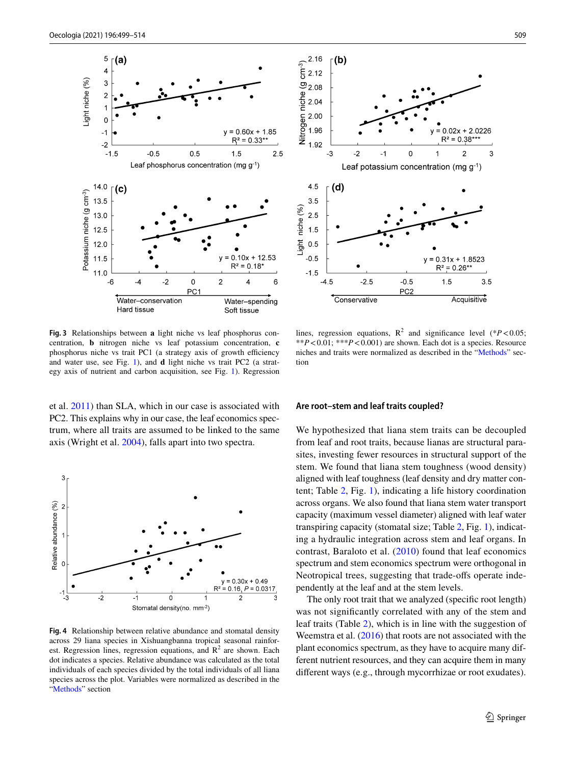**Fig. 3** Relationships between **a** light niche vs leaf phosphorus concentration, **b** nitrogen niche vs leaf potassium concentration, **c** phosphorus niche vs trait PC1 (a strategy axis of growth efficiency and water use, see Fig. 1), and **d** light niche vs trait PC2 (a strategy axis of nutrient and carbon acquisition, see Fig. 1). Regression lines, regression equations, $R^2$ and significance level (\*$P<0.05$; \*\*$P<0.01$; \*\*\*$P<0.001$) are shown. Each dot is a species. Resource niches and traits were normalized as described in the "Methods" section

et al. 2011) than SLA, which in our case is associated with PC2. This explains why in our case, the leaf economics spectrum, where all traits are assumed to be linked to the same axis (Wright et al. 2004), falls apart into two spectra.

**Fig. 4** Relationship between relative abundance and stomatal density across 29 liana species in Xishuangbanna tropical seasonal rainforest. Regression lines, regression equations, and $R^2$ are shown. Each dot indicates a species. Relative abundance was calculated as the total individuals of each species divided by the total individuals of all liana species across the plot. Variables were normalized as described in the "Methods" section

### Are root–stem and leaf traits coupled?

We hypothesized that liana stem traits can be decoupled from leaf and root traits, because lianas are structural parasites, investing fewer resources in structural support of the stem. We found that liana stem toughness (wood density) aligned with leaf toughness (leaf density and dry matter content; Table 2, Fig. 1), indicating a life history coordination across organs. We also found that liana stem water transport capacity (maximum vessel diameter) aligned with leaf water transpiring capacity (stomatal size; Table 2, Fig. 1), indicating a hydraulic integration across stem and leaf organs. In contrast, Baraloto et al. (2010) found that leaf economics spectrum and stem economics spectrum were orthogonal in Neotropical trees, suggesting that trade-offs operate independently at the leaf and at the stem levels.

The only root trait that we analyzed (specific root length) was not significantly correlated with any of the stem and leaf traits (Table 2), which is in line with the suggestion of Weemstra et al. (2016) that roots are not associated with the plant economics spectrum, as they have to acquire many different nutrient resources, and they can acquire them in many different ways (e.g., through mycorrhizae or root exudates).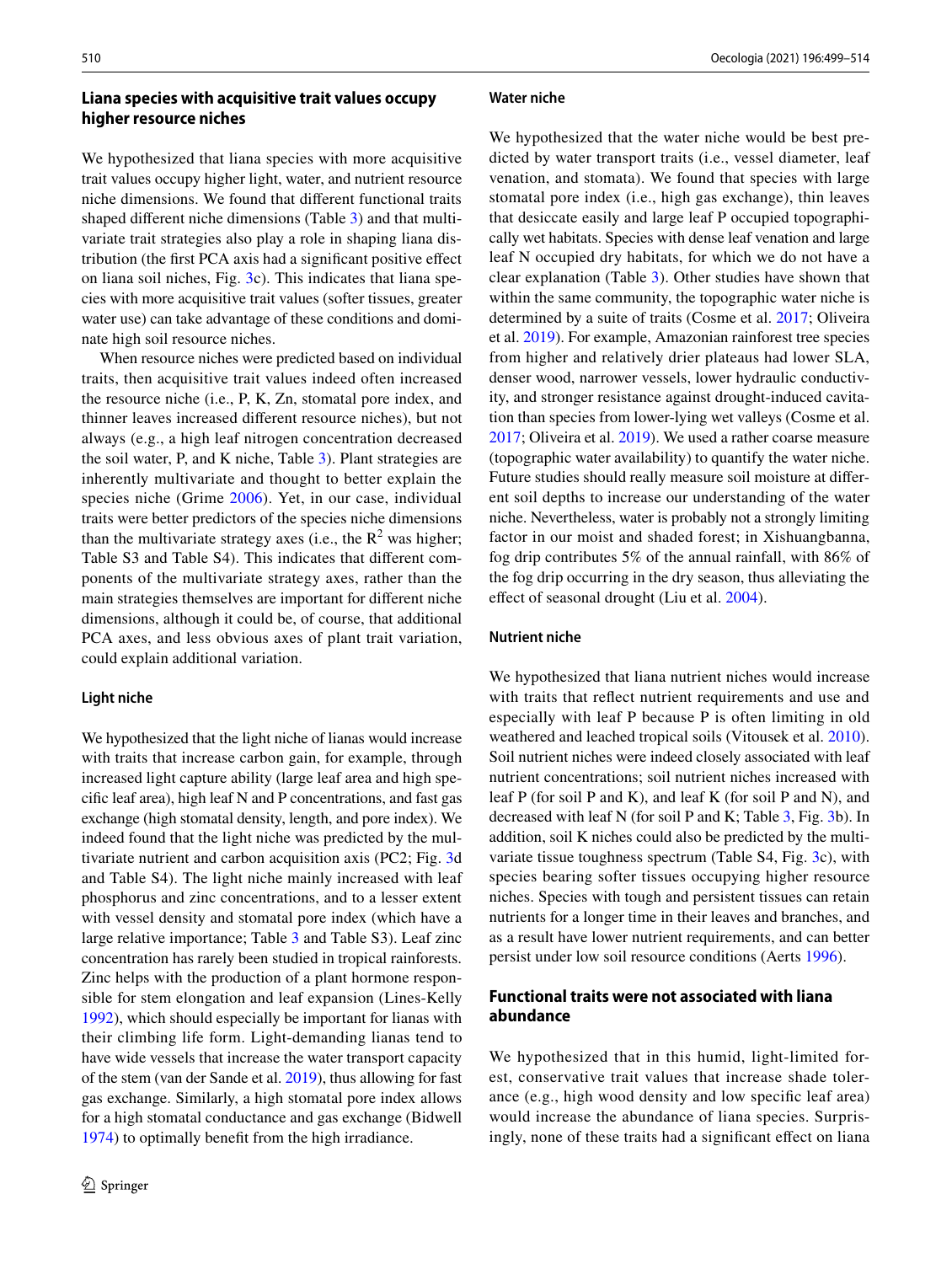### Liana species with acquisitive trait values occupy higher resource niches

We hypothesized that liana species with more acquisitive trait values occupy higher light, water, and nutrient resource niche dimensions. We found that different functional traits shaped different niche dimensions (Table 3) and that multivariate trait strategies also play a role in shaping liana distribution (the first PCA axis had a significant positive effect on liana soil niches, Fig. 3c). This indicates that liana species with more acquisitive trait values (softer tissues, greater water use) can take advantage of these conditions and dominate high soil resource niches.

When resource niches were predicted based on individual traits, then acquisitive trait values indeed often increased the resource niche (i.e., P, K, Zn, stomatal pore index, and thinner leaves increased different resource niches), but not always (e.g., a high leaf nitrogen concentration decreased the soil water, P, and K niche, Table 3). Plant strategies are inherently multivariate and thought to better explain the species niche (Grime 2006). Yet, in our case, individual traits were better predictors of the species niche dimensions than the multivariate strategy axes (i.e., the $R^2$ was higher; Table S3 and Table S4). This indicates that different components of the multivariate strategy axes, rather than the main strategies themselves are important for different niche dimensions, although it could be, of course, that additional PCA axes, and less obvious axes of plant trait variation, could explain additional variation.

#### Light niche

We hypothesized that the light niche of lianas would increase with traits that increase carbon gain, for example, through increased light capture ability (large leaf area and high specific leaf area), high leaf N and P concentrations, and fast gas exchange (high stomatal density, length, and pore index). We indeed found that the light niche was predicted by the multivariate nutrient and carbon acquisition axis (PC2; Fig. 3d and Table S4). The light niche mainly increased with leaf phosphorus and zinc concentrations, and to a lesser extent with vessel density and stomatal pore index (which have a large relative importance; Table 3 and Table S3). Leaf zinc concentration has rarely been studied in tropical rainforests. Zinc helps with the production of a plant hormone responsible for stem elongation and leaf expansion (Lines-Kelly 1992), which should especially be important for lianas with their climbing life form. Light-demanding lianas tend to have wide vessels that increase the water transport capacity of the stem (van der Sande et al. 2019), thus allowing for fast gas exchange. Similarly, a high stomatal pore index allows for a high stomatal conductance and gas exchange (Bidwell 1974) to optimally benefit from the high irradiance.

#### Water niche

We hypothesized that the water niche would be best predicted by water transport traits (i.e., vessel diameter, leaf venation, and stomata). We found that species with large stomatal pore index (i.e., high gas exchange), thin leaves that desiccate easily and large leaf P occupied topographically wet habitats. Species with dense leaf venation and large leaf N occupied dry habitats, for which we do not have a clear explanation (Table 3). Other studies have shown that within the same community, the topographic water niche is determined by a suite of traits (Cosme et al. 2017; Oliveira et al. 2019). For example, Amazonian rainforest tree species from higher and relatively drier plateaus had lower SLA, denser wood, narrower vessels, lower hydraulic conductivity, and stronger resistance against drought-induced cavitation than species from lower-lying wet valleys (Cosme et al. 2017; Oliveira et al. 2019). We used a rather coarse measure (topographic water availability) to quantify the water niche. Future studies should really measure soil moisture at different soil depths to increase our understanding of the water niche. Nevertheless, water is probably not a strongly limiting factor in our moist and shaded forest; in Xishuangbanna, fog drip contributes 5% of the annual rainfall, with 86% of the fog drip occurring in the dry season, thus alleviating the effect of seasonal drought (Liu et al. 2004).

#### Nutrient niche

We hypothesized that liana nutrient niches would increase with traits that reflect nutrient requirements and use and especially with leaf P because P is often limiting in old weathered and leached tropical soils (Vitousek et al. 2010). Soil nutrient niches were indeed closely associated with leaf nutrient concentrations; soil nutrient niches increased with leaf P (for soil P and K), and leaf K (for soil P and N), and decreased with leaf N (for soil P and K; Table 3, Fig. 3b). In addition, soil K niches could also be predicted by the multivariate tissue toughness spectrum (Table S4, Fig. 3c), with species bearing softer tissues occupying higher resource niches. Species with tough and persistent tissues can retain nutrients for a longer time in their leaves and branches, and as a result have lower nutrient requirements, and can better persist under low soil resource conditions (Aerts 1996).

### Functional traits were not associated with liana abundance

We hypothesized that in this humid, light-limited forest, conservative trait values that increase shade tolerance (e.g., high wood density and low specific leaf area) would increase the abundance of liana species. Surprisingly, none of these traits had a significant effect on liana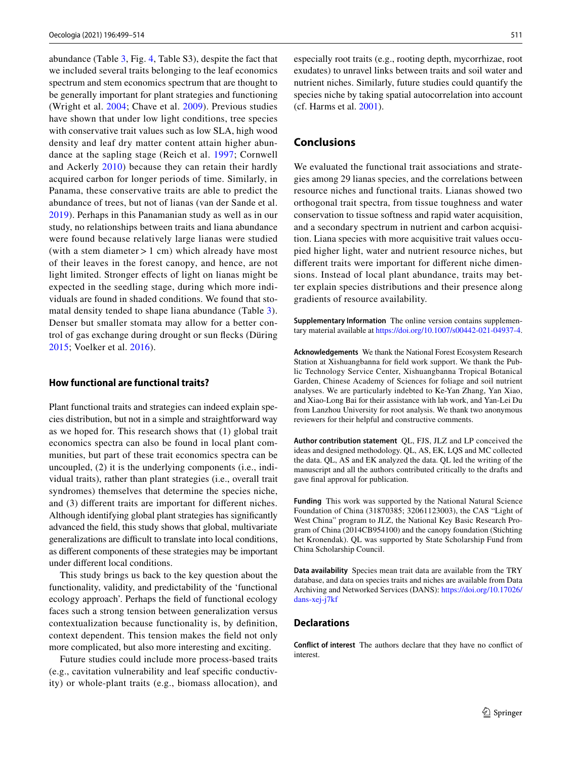abundance (Table 3, Fig. 4, Table S3), despite the fact that we included several traits belonging to the leaf economics spectrum and stem economics spectrum that are thought to be generally important for plant strategies and functioning (Wright et al. 2004; Chave et al. 2009). Previous studies have shown that under low light conditions, tree species with conservative trait values such as low SLA, high wood density and leaf dry matter content attain higher abundance at the sapling stage (Reich et al. 1997; Cornwell and Ackerly 2010) because they can retain their hardly acquired carbon for longer periods of time. Similarly, in Panama, these conservative traits are able to predict the abundance of trees, but not of lianas (van der Sande et al. 2019). Perhaps in this Panamanian study as well as in our study, no relationships between traits and liana abundance were found because relatively large lianas were studied (with a stem diameter > 1 cm) which already have most of their leaves in the forest canopy, and hence, are not light limited. Stronger effects of light on lianas might be expected in the seedling stage, during which more individuals are found in shaded conditions. We found that stomatal density tended to shape liana abundance (Table 3). Denser but smaller stomata may allow for a better control of gas exchange during drought or sun flecks (Düring 2015; Voelker et al. 2016).

### How functional are functional traits?

Plant functional traits and strategies can indeed explain species distribution, but not in a simple and straightforward way as we hoped for. This research shows that (1) global trait economics spectra can also be found in local plant communities, but part of these trait economics spectra can be uncoupled, (2) it is the underlying components (i.e., individual traits), rather than plant strategies (i.e., overall trait syndromes) themselves that determine the species niche, and (3) different traits are important for different niches. Although identifying global plant strategies has significantly advanced the field, this study shows that global, multivariate generalizations are difficult to translate into local conditions, as different components of these strategies may be important under different local conditions.

This study brings us back to the key question about the functionality, validity, and predictability of the 'functional ecology approach'. Perhaps the field of functional ecology faces such a strong tension between generalization versus contextualization because functionality is, by definition, context dependent. This tension makes the field not only more complicated, but also more interesting and exciting.

Future studies could include more process-based traits (e.g., cavitation vulnerability and leaf specific conductivity) or whole-plant traits (e.g., biomass allocation), and especially root traits (e.g., rooting depth, mycorrhizae, root exudates) to unravel links between traits and soil water and nutrient niches. Similarly, future studies could quantify the species niche by taking spatial autocorrelation into account (cf. Harms et al. 2001).

## Conclusions

We evaluated the functional trait associations and strategies among 29 lianas species, and the correlations between resource niches and functional traits. Lianas showed two orthogonal trait spectra, from tissue toughness and water conservation to tissue softness and rapid water acquisition, and a secondary spectrum in nutrient and carbon acquisition. Liana species with more acquisitive trait values occupied higher light, water and nutrient resource niches, but different traits were important for different niche dimensions. Instead of local plant abundance, traits may better explain species distributions and their presence along gradients of resource availability.

**Supplementary Information** The online version contains supplementary material available at https://doi.org/10.1007/s00442-021-04937-4.

**Acknowledgements** We thank the National Forest Ecosystem Research Station at Xishuangbanna for field work support. We thank the Public Technology Service Center, Xishuangbanna Tropical Botanical Garden, Chinese Academy of Sciences for foliage and soil nutrient analyses. We are particularly indebted to Ke-Yan Zhang, Yan Xiao, and Xiao-Long Bai for their assistance with lab work, and Yan-Lei Du from Lanzhou University for root analysis. We thank two anonymous reviewers for their helpful and constructive comments.

**Author contribution statement** QL, FJS, JLZ and LP conceived the ideas and designed methodology. QL, AS, EK, LQS and MC collected the data. QL, AS and EK analyzed the data. QL led the writing of the manuscript and all the authors contributed critically to the drafts and gave final approval for publication.

**Funding** This work was supported by the National Natural Science Foundation of China (31870385; 32061123003), the CAS "Light of West China" program to JLZ, the National Key Basic Research Program of China (2014CB954100) and the canopy foundation (Stichting het Kronendak). QL was supported by State Scholarship Fund from China Scholarship Council.

**Data availability** Species mean trait data are available from the TRY database, and data on species traits and niches are available from Data Archiving and Networked Services (DANS): https://doi.org/10.17026/dans-xej-j7kf

## Declarations

**Conflict of interest** The authors declare that they have no conflict of interest.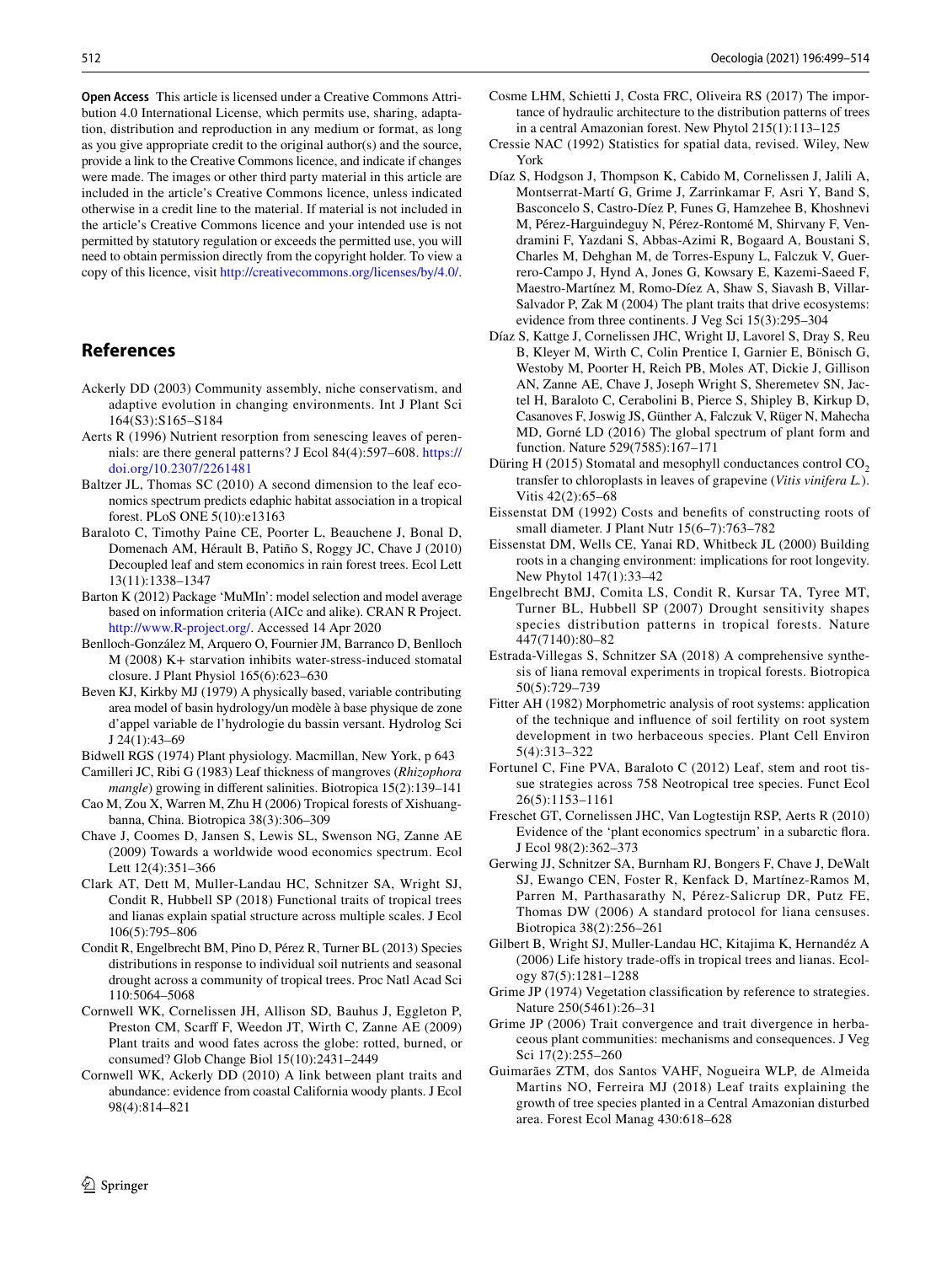**Open Access** This article is licensed under a Creative Commons Attribution 4.0 International License, which permits use, sharing, adaptation, distribution and reproduction in any medium or format, as long as you give appropriate credit to the original author(s) and the source, provide a link to the Creative Commons licence, and indicate if changes were made. The images or other third party material in this article are included in the article's Creative Commons licence, unless indicated otherwise in a credit line to the material. If material is not included in the article's Creative Commons licence and your intended use is not permitted by statutory regulation or exceeds the permitted use, you will need to obtain permission directly from the copyright holder. To view a copy of this licence, visit http://creativecommons.org/licenses/by/4.0/.

## References

Ackerly DD (2003) Community assembly, niche conservatism, and adaptive evolution in changing environments. Int J Plant Sci 164(S3):S165–S184

Aerts R (1996) Nutrient resorption from senescing leaves of perennials: are there general patterns? J Ecol 84(4):597–608. https://doi.org/10.2307/2261481

Baltzer JL, Thomas SC (2010) A second dimension to the leaf economics spectrum predicts edaphic habitat association in a tropical forest. PLoS ONE 5(10):e13163

Baraloto C, Timothy Paine CE, Poorter L, Beauchene J, Bonal D, Domenach AM, Hérault B, Patiño S, Roggy JC, Chave J (2010) Decoupled leaf and stem economics in rain forest trees. Ecol Lett 13(11):1338–1347

Barton K (2012) Package 'MuMIn': model selection and model average based on information criteria (AICc and alike). CRAN R Project. http://www.R-project.org/. Accessed 14 Apr 2020

Benlloch-González M, Arquero O, Fournier JM, Barranco D, Benlloch M (2008) K+ starvation inhibits water-stress-induced stomatal closure. J Plant Physiol 165(6):623–630

Beven KJ, Kirkby MJ (1979) A physically based, variable contributing area model of basin hydrology/un modèle à base physique de zone d'appel variable de l'hydrologie du bassin versant. Hydrolog Sci J 24(1):43–69

Bidwell RGS (1974) Plant physiology. Macmillan, New York, p 643

Camilleri JC, Ribi G (1983) Leaf thickness of mangroves (*Rhizophora mangle*) growing in different salinities. Biotropica 15(2):139–141

Cao M, Zou X, Warren M, Zhu H (2006) Tropical forests of Xishuangbanna, China. Biotropica 38(3):306–309

Chave J, Coomes D, Jansen S, Lewis SL, Swenson NG, Zanne AE (2009) Towards a worldwide wood economics spectrum. Ecol Lett 12(4):351–366

Clark AT, Dett M, Muller-Landau HC, Schnitzer SA, Wright SJ, Condit R, Hubbell SP (2018) Functional traits of tropical trees and lianas explain spatial structure across multiple scales. J Ecol 106(5):795–806

Condit R, Engelbrecht BM, Pino D, Pérez R, Turner BL (2013) Species distributions in response to individual soil nutrients and seasonal drought across a community of tropical trees. Proc Natl Acad Sci 110:5064–5068

Cornwell WK, Cornelissen JH, Allison SD, Bauhus J, Eggleton P, Preston CM, Scarff F, Weedon JT, Wirth C, Zanne AE (2009) Plant traits and wood fates across the globe: rotted, burned, or consumed? Glob Change Biol 15(10):2431–2449

Cornwell WK, Ackerly DD (2010) A link between plant traits and abundance: evidence from coastal California woody plants. J Ecol 98(4):814–821

Cosme LHM, Schietti J, Costa FRC, Oliveira RS (2017) The importance of hydraulic architecture to the distribution patterns of trees in a central Amazonian forest. New Phytol 215(1):113–125

Cressie NAC (1992) Statistics for spatial data, revised. Wiley, New York

Díaz S, Hodgson J, Thompson K, Cabido M, Cornelissen J, Jalili A, Montserrat-Martí G, Grime J, Zarrinkamar F, Asri Y, Band S, Basconcelo S, Castro-Díez P, Funes G, Hamzehee B, Khoshnevi M, Pérez-Harguindeguy N, Pérez-Rontomé M, Shirvany F, Vendramini F, Yazdani S, Abbas-Azimi R, Bogaard A, Boustani S, Charles M, Dehghan M, de Torres-Espuny L, Falczuk V, Guerrero-Campo J, Hynd A, Jones G, Kowsary E, Kazemi-Saeed F, Maestro-Martínez M, Romo-Díez A, Shaw S, Siavash B, Villar-Salvador P, Zak M (2004) The plant traits that drive ecosystems: evidence from three continents. J Veg Sci 15(3):295–304

Díaz S, Kattge J, Cornelissen JHC, Wright IJ, Lavorel S, Dray S, Reu B, Kleyer M, Wirth C, Colin Prentice I, Garnier E, Bönisch G, Westoby M, Poorter H, Reich PB, Moles AT, Dickie J, Gillison AN, Zanne AE, Chave J, Joseph Wright S, Sheremetev SN, Jactel H, Baraloto C, Cerabolini B, Pierce S, Shipley B, Kirkup D, Casanoves F, Joswig JS, Günther A, Falczuk V, Rüger N, Mahecha MD, Gorné LD (2016) The global spectrum of plant form and function. Nature 529(7585):167–171

Düring H (2015) Stomatal and mesophyll conductances control $CO_2$ transfer to chloroplasts in leaves of grapevine (*Vitis vinifera L.*). Vitis 42(2):65–68

Eissenstat DM (1992) Costs and benefits of constructing roots of small diameter. J Plant Nutr 15(6–7):763–782

Eissenstat DM, Wells CE, Yanai RD, Whitbeck JL (2000) Building roots in a changing environment: implications for root longevity. New Phytol 147(1):33–42

Engelbrecht BMJ, Comita LS, Condit R, Kursar TA, Tyree MT, Turner BL, Hubbell SP (2007) Drought sensitivity shapes species distribution patterns in tropical forests. Nature 447(7140):80–82

Estrada-Villegas S, Schnitzer SA (2018) A comprehensive synthesis of liana removal experiments in tropical forests. Biotropica 50(5):729–739

Fitter AH (1982) Morphometric analysis of root systems: application of the technique and influence of soil fertility on root system development in two herbaceous species. Plant Cell Environ 5(4):313–322

Fortunel C, Fine PVA, Baraloto C (2012) Leaf, stem and root tissue strategies across 758 Neotropical tree species. Funct Ecol 26(5):1153–1161

Freschet GT, Cornelissen JHC, Van Logtestijn RSP, Aerts R (2010) Evidence of the 'plant economics spectrum' in a subarctic flora. J Ecol 98(2):362–373

Gerwing JJ, Schnitzer SA, Burnham RJ, Bongers F, Chave J, DeWalt SJ, Ewango CEN, Foster R, Kenfack D, Martínez-Ramos M, Parren M, Parthasarathy N, Pérez-Salicrup DR, Putz FE, Thomas DW (2006) A standard protocol for liana censuses. Biotropica 38(2):256–261

Gilbert B, Wright SJ, Muller-Landau HC, Kitajima K, Hernandéz A (2006) Life history trade-offs in tropical trees and lianas. Ecology 87(5):1281–1288

Grime JP (1974) Vegetation classification by reference to strategies. Nature 250(5461):26–31

Grime JP (2006) Trait convergence and trait divergence in herbaceous plant communities: mechanisms and consequences. J Veg Sci 17(2):255–260

Guimarães ZTM, dos Santos VAHF, Nogueira WLP, de Almeida Martins NO, Ferreira MJ (2018) Leaf traits explaining the growth of tree species planted in a Central Amazonian disturbed area. Forest Ecol Manag 430:618–628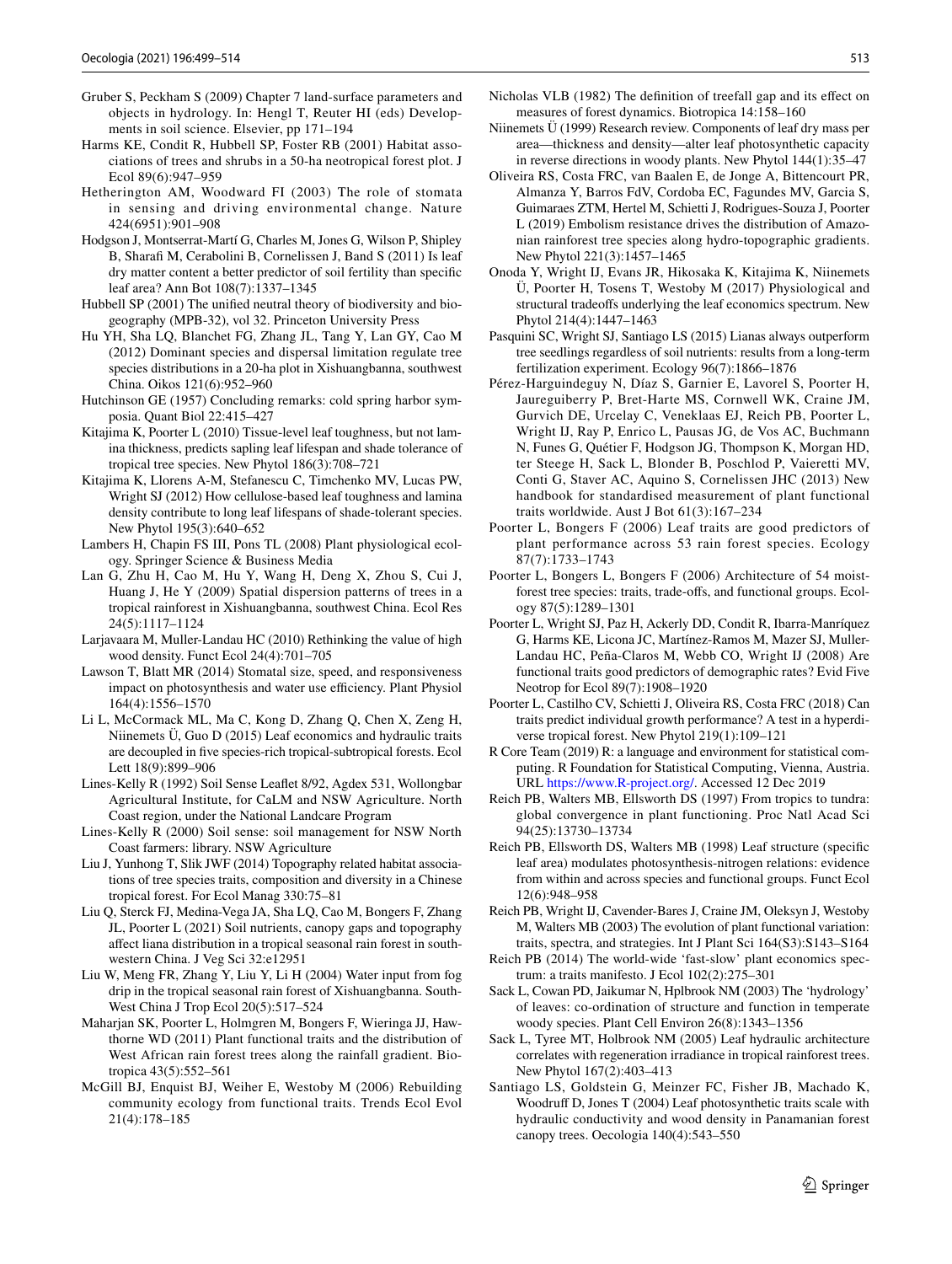Gruber S, Peckham S (2009) Chapter 7 land-surface parameters and objects in hydrology. In: Hengl T, Reuter HI (eds) Developments in soil science. Elsevier, pp 171–194

Harms KE, Condit R, Hubbell SP, Foster RB (2001) Habitat associations of trees and shrubs in a 50-ha neotropical forest plot. J Ecol 89(6):947–959

Hetherington AM, Woodward FI (2003) The role of stomata in sensing and driving environmental change. Nature 424(6951):901–908

Hodgson J, Montserrat-Martí G, Charles M, Jones G, Wilson P, Shipley B, Sharafi M, Cerabolini B, Cornelissen J, Band S (2011) Is leaf dry matter content a better predictor of soil fertility than specific leaf area? Ann Bot 108(7):1337–1345

Hubbell SP (2001) The unified neutral theory of biodiversity and biogeography (MPB-32), vol 32. Princeton University Press

Hu YH, Sha LQ, Blanchet FG, Zhang JL, Tang Y, Lan GY, Cao M (2012) Dominant species and dispersal limitation regulate tree species distributions in a 20-ha plot in Xishuangbanna, southwest China. Oikos 121(6):952–960

Hutchinson GE (1957) Concluding remarks: cold spring harbor symposia. Quant Biol 22:415–427

Kitajima K, Poorter L (2010) Tissue-level leaf toughness, but not lamina thickness, predicts sapling leaf lifespan and shade tolerance of tropical tree species. New Phytol 186(3):708–721

Kitajima K, Llorens A-M, Stefanescu C, Timchenko MV, Lucas PW, Wright SJ (2012) How cellulose-based leaf toughness and lamina density contribute to long leaf lifespans of shade-tolerant species. New Phytol 195(3):640–652

Lambers H, Chapin FS III, Pons TL (2008) Plant physiological ecology. Springer Science & Business Media

Lan G, Zhu H, Cao M, Hu Y, Wang H, Deng X, Zhou S, Cui J, Huang J, He Y (2009) Spatial dispersion patterns of trees in a tropical rainforest in Xishuangbanna, southwest China. Ecol Res 24(5):1117–1124

Larjavaara M, Muller-Landau HC (2010) Rethinking the value of high wood density. Funct Ecol 24(4):701–705

Lawson T, Blatt MR (2014) Stomatal size, speed, and responsiveness impact on photosynthesis and water use efficiency. Plant Physiol 164(4):1556–1570

Li L, McCormack ML, Ma C, Kong D, Zhang Q, Chen X, Zeng H, Niinemets Ü, Guo D (2015) Leaf economics and hydraulic traits are decoupled in five species-rich tropical-subtropical forests. Ecol Lett 18(9):899–906

Lines-Kelly R (1992) Soil Sense Leaflet 8/92, Agdex 531, Wollongbar Agricultural Institute, for CaLM and NSW Agriculture. North Coast region, under the National Landcare Program

Lines-Kelly R (2000) Soil sense: soil management for NSW North Coast farmers: library. NSW Agriculture

Liu J, Yunhong T, Slik JWF (2014) Topography related habitat associations of tree species traits, composition and diversity in a Chinese tropical forest. For Ecol Manag 330:75–81

Liu Q, Sterck FJ, Medina-Vega JA, Sha LQ, Cao M, Bongers F, Zhang JL, Poorter L (2021) Soil nutrients, canopy gaps and topography affect liana distribution in a tropical seasonal rain forest in southwestern China. J Veg Sci 32:e12951

Liu W, Meng FR, Zhang Y, Liu YT, Li H (2004) Water input from fog drip in the tropical seasonal rain forest of Xishuangbanna. South-West China J Trop Ecol 20(5):517–524

Maharjan SK, Poorter L, Holmgren M, Bongers F, Wieringa JJ, Hawthorne WD (2011) Plant functional traits and the distribution of West African rain forest trees along the rainfall gradient. Biotropica 43(5):552–561

McGill BJ, Enquist BJ, Weiher E, Westoby M (2006) Rebuilding community ecology from functional traits. Trends Ecol Evol 21(4):178–185

Nicholas VLB (1982) The definition of treefall gap and its effect on measures of forest dynamics. Biotropica 14:158–160

Niinemets Ü (1999) Research review. Components of leaf dry mass per area—thickness and density—alter leaf photosynthetic capacity in reverse directions in woody plants. New Phytol 144(1):35–47

Oliveira RS, Costa FRC, van Baalen E, de Jonge A, Bittencourt PR, Almanza Y, Barros FdV, Cordoba EC, Fagundes MV, Garcia S, Guimaraes ZTM, Hertel M, Schietti J, Rodrigues-Souza J, Poorter L (2019) Embolism resistance drives the distribution of Amazonian rainforest tree species along hydro-topographic gradients. New Phytol 221(3):1457–1465

Onoda Y, Wright IJ, Evans JR, Hikosaka K, Kitajima K, Niinemets Ü, Poorter H, Tosens T, Westoby M (2017) Physiological and structural tradeoffs underlying the leaf economics spectrum. New Phytol 214(4):1447–1463

Pasquini SC, Wright SJ, Santiago LS (2015) Lianas always outperform tree seedlings regardless of soil nutrients: results from a long-term fertilization experiment. Ecology 96(7):1866–1876

Pérez-Harguindeguy N, Díaz S, Garnier E, Lavorel S, Poorter H, Jaureguiberry P, Bret-Harte MS, Cornwell WK, Craine JM, Gurvich DE, Urcelay C, Veneklaas EJ, Reich PB, Poorter L, Wright IJ, Ray P, Enrico L, Pausas JG, de Vos AC, Buchmann N, Funes G, Quétier F, Hodgson JG, Thompson K, Morgan HD, ter Steege H, Sack L, Blonder B, Poschlod P, Vaieretti MV, Conti G, Staver AC, Aquino S, Cornelissen JHC (2013) New handbook for standardised measurement of plant functional traits worldwide. Aust J Bot 61(3):167–234

Poorter L, Bongers F (2006) Leaf traits are good predictors of plant performance across 53 rain forest species. Ecology 87(7):1733–1743

Poorter L, Bongers L, Bongers F (2006) Architecture of 54 moist-forest tree species: traits, trade-offs, and functional groups. Ecology 87(5):1289–1301

Poorter L, Wright SJ, Paz H, Ackerly DD, Condit R, Ibarra-Manríquez G, Harms KE, Licona JC, Martínez-Ramos M, Mazer SJ, Muller-Landau HC, Peña-Claros M, Webb CO, Wright IJ (2008) Are functional traits good predictors of demographic rates? Evid Five Neotrop for Ecol 89(7):1908–1920

Poorter L, Castilho CV, Schietti J, Oliveira RS, Costa FRC (2018) Can traits predict individual growth performance? A test in a hyperdiverse tropical forest. New Phytol 219(1):109–121

R Core Team (2019) R: a language and environment for statistical computing. R Foundation for Statistical Computing, Vienna, Austria. URL https://www.R-project.org/. Accessed 12 Dec 2019

Reich PB, Walters MB, Ellsworth DS (1997) From tropics to tundra: global convergence in plant functioning. Proc Natl Acad Sci 94(25):13730–13734

Reich PB, Ellsworth DS, Walters MB (1998) Leaf structure (specific leaf area) modulates photosynthesis-nitrogen relations: evidence from within and across species and functional groups. Funct Ecol 12(6):948–958

Reich PB, Wright IJ, Cavender-Bares J, Craine JM, Oleksyn J, Westoby M, Walters MB (2003) The evolution of plant functional variation: traits, spectra, and strategies. Int J Plant Sci 164(S3):S143–S164

Reich PB (2014) The world-wide 'fast-slow' plant economics spectrum: a traits manifesto. J Ecol 102(2):275–301

Sack L, Cowan PD, Jaikumar N, Hplbrook NM (2003) The 'hydrology' of leaves: co-ordination of structure and function in temperate woody species. Plant Cell Environ 26(8):1343–1356

Sack L, Tyree MT, Holbrook NM (2005) Leaf hydraulic architecture correlates with regeneration irradiance in tropical rainforest trees. New Phytol 167(2):403–413

Santiago LS, Goldstein G, Meinzer FC, Fisher JB, Machado K, Woodruff D, Jones T (2004) Leaf photosynthetic traits scale with hydraulic conductivity and wood density in Panamanian forest canopy trees. Oecologia 140(4):543–550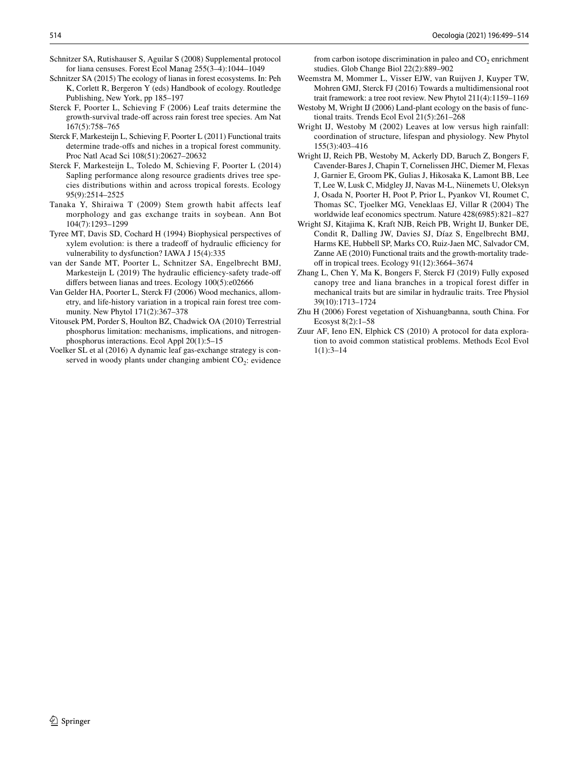Schnitzer SA, Rutishauser S, Aguilar S (2008) Supplemental protocol for liana censuses. Forest Ecol Manag 255(3–4):1044–1049

Schnitzer SA (2015) The ecology of lianas in forest ecosystems. In: Peh K, Corlett R, Bergeron Y (eds) Handbook of ecology. Routledge Publishing, New York, pp 185–197

Sterck F, Poorter L, Schieving F (2006) Leaf traits determine the growth-survival trade-off across rain forest tree species. Am Nat 167(5):758–765

Sterck F, Markesteijn L, Schieving F, Poorter L (2011) Functional traits determine trade-offs and niches in a tropical forest community. Proc Natl Acad Sci 108(51):20627–20632

Sterck F, Markesteijn L, Toledo M, Schieving F, Poorter L (2014) Sapling performance along resource gradients drives tree species distributions within and across tropical forests. Ecology 95(9):2514–2525

Tanaka Y, Shiraiwa T (2009) Stem growth habit affects leaf morphology and gas exchange traits in soybean. Ann Bot 104(7):1293–1299

Tyree MT, Davis SD, Cochard H (1994) Biophysical perspectives of xylem evolution: is there a tradeoff of hydraulic efficiency for vulnerability to dysfunction? IAWA J 15(4):335

van der Sande MT, Poorter L, Schnitzer SA, Engelbrecht BMJ, Markesteijn L (2019) The hydraulic efficiency-safety trade-off differs between lianas and trees. Ecology 100(5):e02666

Van Gelder HA, Poorter L, Sterck FJ (2006) Wood mechanics, allometry, and life-history variation in a tropical rain forest tree community. New Phytol 171(2):367–378

Vitousek PM, Porder S, Houlton BZ, Chadwick OA (2010) Terrestrial phosphorus limitation: mechanisms, implications, and nitrogen-phosphorus interactions. Ecol Appl 20(1):5–15

Voelker SL et al (2016) A dynamic leaf gas-exchange strategy is conserved in woody plants under changing ambient $CO_2$: evidence from carbon isotope discrimination in paleo and $CO_2$ enrichment studies. Glob Change Biol 22(2):889–902

Weemstra M, Mommer L, Visser EJW, van Ruijven J, Kuyper TW, Mohren GMJ, Sterck FJ (2016) Towards a multidimensional root trait framework: a tree root review. New Phytol 211(4):1159–1169

Westoby M, Wright IJ (2006) Land-plant ecology on the basis of functional traits. Trends Ecol Evol 21(5):261–268

Wright IJ, Westoby M (2002) Leaves at low versus high rainfall: coordination of structure, lifespan and physiology. New Phytol 155(3):403–416

Wright IJ, Reich PB, Westoby M, Ackerly DD, Baruch Z, Bongers F, Cavender-Bares J, Chapin T, Cornelissen JHC, Diemer M, Flexas J, Garnier E, Groom PK, Gulias J, Hikosaka K, Lamont BB, Lee T, Lee W, Lusk C, Midgley JJ, Navas M-L, Niinemets U, Oleksyn J, Osada N, Poorter H, Poot P, Prior L, Pyankov VI, Roumet C, Thomas SC, Tjoelker MG, Veneklaas EJ, Villar R (2004) The worldwide leaf economics spectrum. Nature 428(6985):821–827

Wright SJ, Kitajima K, Kraft NJB, Reich PB, Wright IJ, Bunker DE, Condit R, Dalling JW, Davies SJ, Díaz S, Engelbrecht BMJ, Harms KE, Hubbell SP, Marks CO, Ruiz-Jaen MC, Salvador CM, Zanne AE (2010) Functional traits and the growth-mortality trade-off in tropical trees. Ecology 91(12):3664–3674

Zhang L, Chen Y, Ma K, Bongers F, Sterck FJ (2019) Fully exposed canopy tree and liana branches in a tropical forest differ in mechanical traits but are similar in hydraulic traits. Tree Physiol 39(10):1713–1724

Zhu H (2006) Forest vegetation of Xishuangbanna, south China. For Ecosyst 8(2):1–58

Zuur AF, Ieno EN, Elphick CS (2010) A protocol for data exploration to avoid common statistical problems. Methods Ecol Evol 1(1):3–14